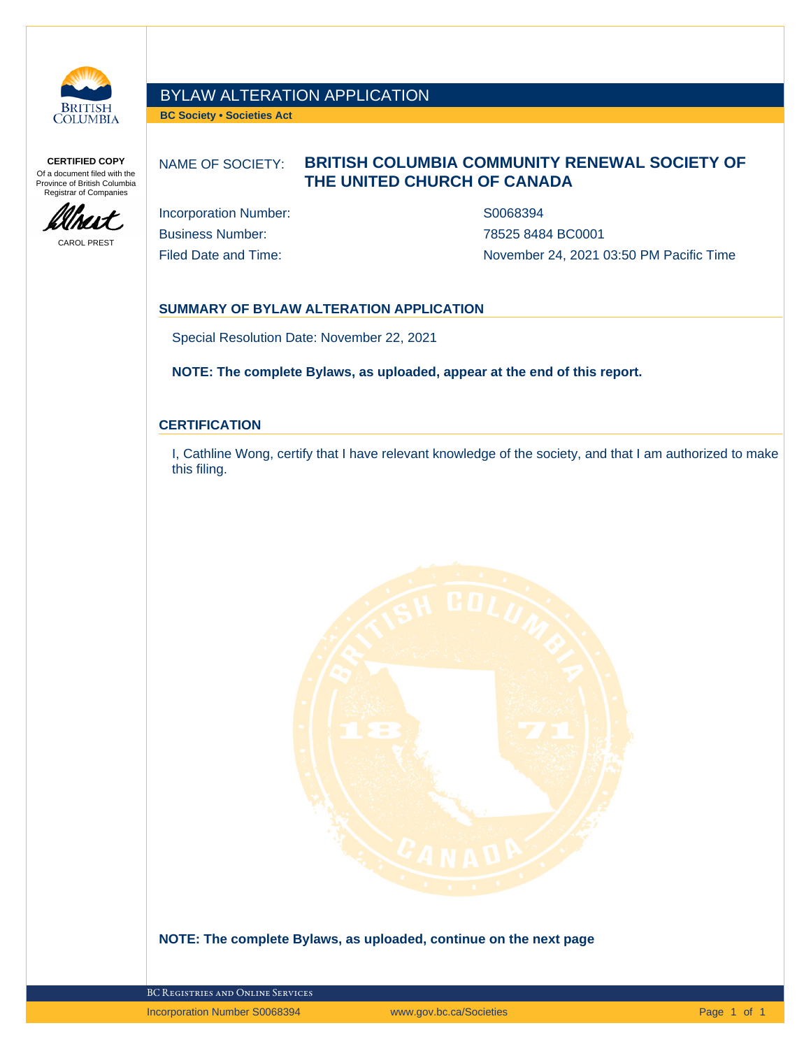**CERTIFIED COPY**
Of a document filed with the Province of British Columbia Registrar of Companies

CAROL PREST

# BYLAW ALTERATION APPLICATION

**BC Society • Societies Act**

NAME OF SOCIETY: **BRITISH COLUMBIA COMMUNITY RENEWAL SOCIETY OF THE UNITED CHURCH OF CANADA**

| | |
|---|---|
| Incorporation Number: | S0068394 |
| Business Number: | 78525 8484 BC0001 |
| Filed Date and Time: | November 24, 2021 03:50 PM Pacific Time |

## SUMMARY OF BYLAW ALTERATION APPLICATION

Special Resolution Date: November 22, 2021

**NOTE: The complete Bylaws, as uploaded, appear at the end of this report.**

## CERTIFICATION

I, Cathline Wong, certify that I have relevant knowledge of the society, and that I am authorized to make this filing.

**NOTE: The complete Bylaws, as uploaded, continue on the next page**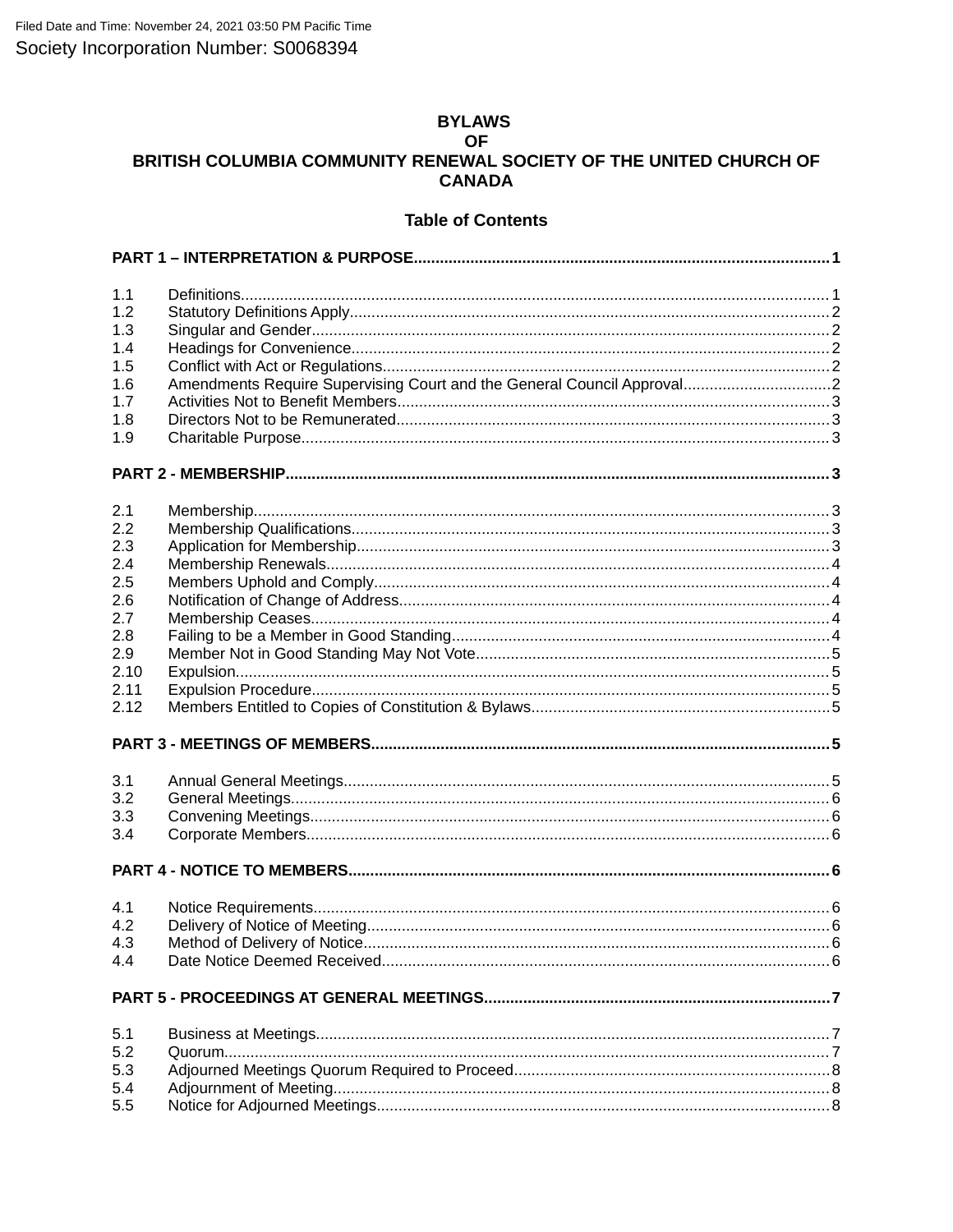Filed Date and Time: November 24, 2021 03:50 PM Pacific Time

Society Incorporation Number: S0068394

# BYLAWS
# OF
# BRITISH COLUMBIA COMMUNITY RENEWAL SOCIETY OF THE UNITED CHURCH OF CANADA

## Table of Contents

**PART 1 – INTERPRETATION & PURPOSE .......... 1**

1.1 Definitions .......... 1
1.2 Statutory Definitions Apply .......... 2
1.3 Singular and Gender .......... 2
1.4 Headings for Convenience .......... 2
1.5 Conflict with Act or Regulations .......... 2
1.6 Amendments Require Supervising Court and the General Council Approval .......... 2
1.7 Activities Not to Benefit Members .......... 3
1.8 Directors Not to be Remunerated .......... 3
1.9 Charitable Purpose .......... 3

**PART 2 - MEMBERSHIP .......... 3**

2.1 Membership .......... 3
2.2 Membership Qualifications .......... 3
2.3 Application for Membership .......... 3
2.4 Membership Renewals .......... 4
2.5 Members Uphold and Comply .......... 4
2.6 Notification of Change of Address .......... 4
2.7 Membership Ceases .......... 4
2.8 Failing to be a Member in Good Standing .......... 4
2.9 Member Not in Good Standing May Not Vote .......... 5
2.10 Expulsion .......... 5
2.11 Expulsion Procedure .......... 5
2.12 Members Entitled to Copies of Constitution & Bylaws .......... 5

**PART 3 - MEETINGS OF MEMBERS .......... 5**

3.1 Annual General Meetings .......... 5
3.2 General Meetings .......... 6
3.3 Convening Meetings .......... 6
3.4 Corporate Members .......... 6

**PART 4 - NOTICE TO MEMBERS .......... 6**

4.1 Notice Requirements .......... 6
4.2 Delivery of Notice of Meeting .......... 6
4.3 Method of Delivery of Notice .......... 6
4.4 Date Notice Deemed Received .......... 6

**PART 5 - PROCEEDINGS AT GENERAL MEETINGS .......... 7**

5.1 Business at Meetings .......... 7
5.2 Quorum .......... 7
5.3 Adjourned Meetings Quorum Required to Proceed .......... 8
5.4 Adjournment of Meeting .......... 8
5.5 Notice for Adjourned Meetings .......... 8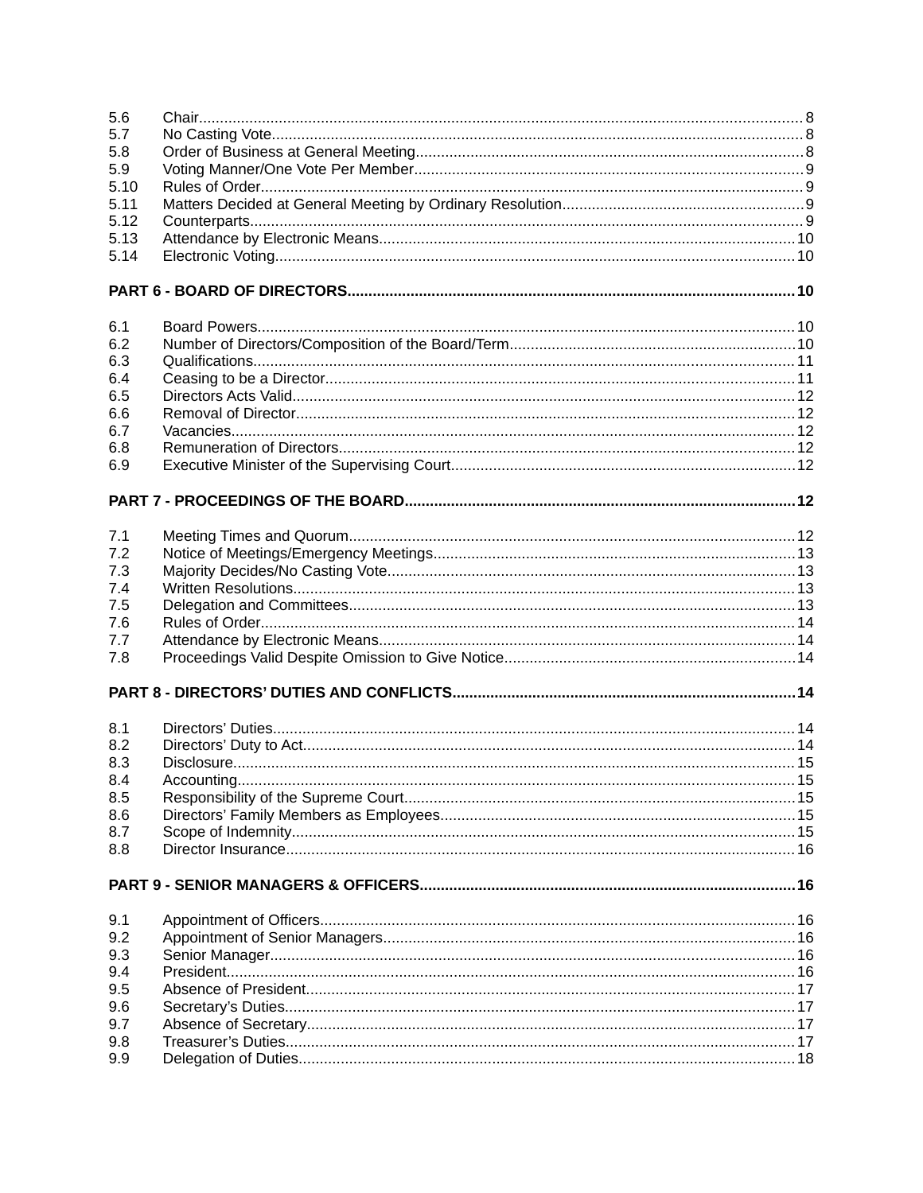5.6 Chair ..... 8
5.7 No Casting Vote ..... 8
5.8 Order of Business at General Meeting ..... 8
5.9 Voting Manner/One Vote Per Member ..... 9
5.10 Rules of Order ..... 9
5.11 Matters Decided at General Meeting by Ordinary Resolution ..... 9
5.12 Counterparts ..... 9
5.13 Attendance by Electronic Means ..... 10
5.14 Electronic Voting ..... 10

**PART 6 - BOARD OF DIRECTORS ..... 10**

6.1 Board Powers ..... 10
6.2 Number of Directors/Composition of the Board/Term ..... 10
6.3 Qualifications ..... 11
6.4 Ceasing to be a Director ..... 11
6.5 Directors Acts Valid ..... 12
6.6 Removal of Director ..... 12
6.7 Vacancies ..... 12
6.8 Remuneration of Directors ..... 12
6.9 Executive Minister of the Supervising Court ..... 12

**PART 7 - PROCEEDINGS OF THE BOARD ..... 12**

7.1 Meeting Times and Quorum ..... 12
7.2 Notice of Meetings/Emergency Meetings ..... 13
7.3 Majority Decides/No Casting Vote ..... 13
7.4 Written Resolutions ..... 13
7.5 Delegation and Committees ..... 13
7.6 Rules of Order ..... 14
7.7 Attendance by Electronic Means ..... 14
7.8 Proceedings Valid Despite Omission to Give Notice ..... 14

**PART 8 - DIRECTORS' DUTIES AND CONFLICTS ..... 14**

8.1 Directors' Duties ..... 14
8.2 Directors' Duty to Act ..... 14
8.3 Disclosure ..... 15
8.4 Accounting ..... 15
8.5 Responsibility of the Supreme Court ..... 15
8.6 Directors' Family Members as Employees ..... 15
8.7 Scope of Indemnity ..... 15
8.8 Director Insurance ..... 16

**PART 9 - SENIOR MANAGERS & OFFICERS ..... 16**

9.1 Appointment of Officers ..... 16
9.2 Appointment of Senior Managers ..... 16
9.3 Senior Manager ..... 16
9.4 President ..... 16
9.5 Absence of President ..... 17
9.6 Secretary's Duties ..... 17
9.7 Absence of Secretary ..... 17
9.8 Treasurer's Duties ..... 17
9.9 Delegation of Duties ..... 18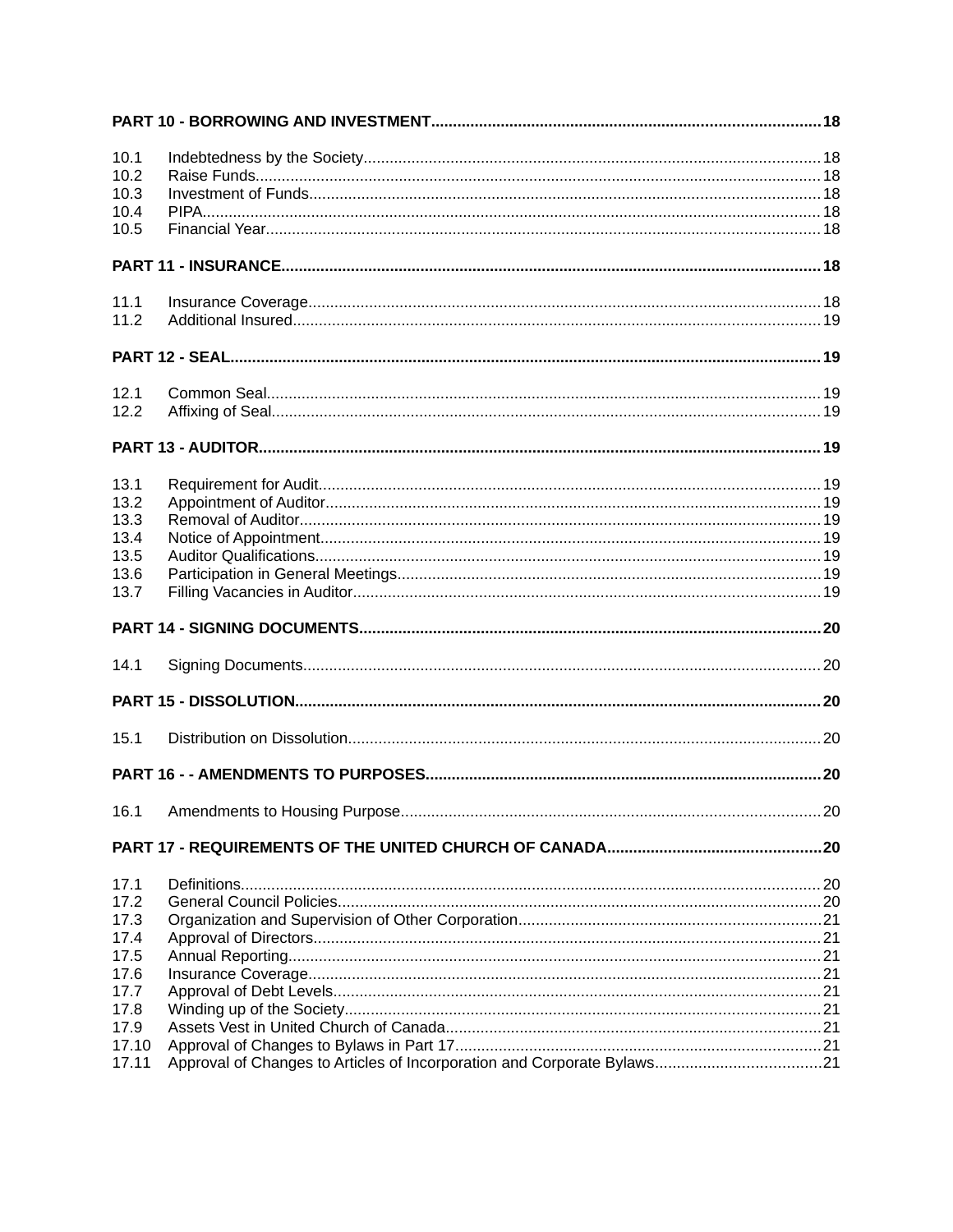**PART 10 - BORROWING AND INVESTMENT** ........................................................................................ 18

10.1 Indebtedness by the Society ........................................................................................ 18
10.2 Raise Funds ........................................................................................ 18
10.3 Investment of Funds ........................................................................................ 18
10.4 PIPA ........................................................................................ 18
10.5 Financial Year ........................................................................................ 18

**PART 11 - INSURANCE** ........................................................................................ 18

11.1 Insurance Coverage ........................................................................................ 18
11.2 Additional Insured ........................................................................................ 19

**PART 12 - SEAL** ........................................................................................ 19

12.1 Common Seal ........................................................................................ 19
12.2 Affixing of Seal ........................................................................................ 19

**PART 13 - AUDITOR** ........................................................................................ 19

13.1 Requirement for Audit ........................................................................................ 19
13.2 Appointment of Auditor ........................................................................................ 19
13.3 Removal of Auditor ........................................................................................ 19
13.4 Notice of Appointment ........................................................................................ 19
13.5 Auditor Qualifications ........................................................................................ 19
13.6 Participation in General Meetings ........................................................................................ 19
13.7 Filling Vacancies in Auditor ........................................................................................ 19

**PART 14 - SIGNING DOCUMENTS** ........................................................................................ 20

14.1 Signing Documents ........................................................................................ 20

**PART 15 - DISSOLUTION** ........................................................................................ 20

15.1 Distribution on Dissolution ........................................................................................ 20

**PART 16 - - AMENDMENTS TO PURPOSES** ........................................................................................ 20

16.1 Amendments to Housing Purpose ........................................................................................ 20

**PART 17 - REQUIREMENTS OF THE UNITED CHURCH OF CANADA** ........................................................................................ 20

17.1 Definitions ........................................................................................ 20
17.2 General Council Policies ........................................................................................ 20
17.3 Organization and Supervision of Other Corporation ........................................................................................ 21
17.4 Approval of Directors ........................................................................................ 21
17.5 Annual Reporting ........................................................................................ 21
17.6 Insurance Coverage ........................................................................................ 21
17.7 Approval of Debt Levels ........................................................................................ 21
17.8 Winding up of the Society ........................................................................................ 21
17.9 Assets Vest in United Church of Canada ........................................................................................ 21
17.10 Approval of Changes to Bylaws in Part 17 ........................................................................................ 21
17.11 Approval of Changes to Articles of Incorporation and Corporate Bylaws ........................................................................................ 21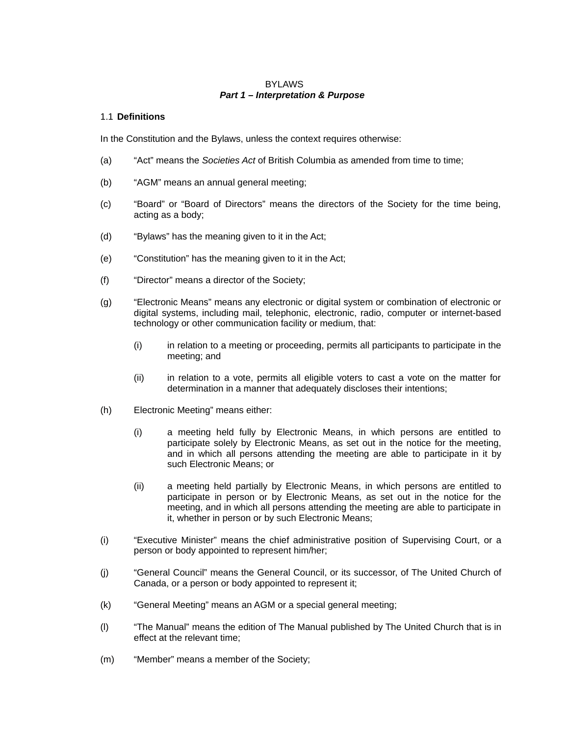BYLAWS

***Part 1 – Interpretation & Purpose***

1.1 **Definitions**

In the Constitution and the Bylaws, unless the context requires otherwise:

(a) "Act" means the *Societies Act* of British Columbia as amended from time to time;

(b) "AGM" means an annual general meeting;

(c) "Board" or "Board of Directors" means the directors of the Society for the time being, acting as a body;

(d) "Bylaws" has the meaning given to it in the Act;

(e) "Constitution" has the meaning given to it in the Act;

(f) "Director" means a director of the Society;

(g) "Electronic Means" means any electronic or digital system or combination of electronic or digital systems, including mail, telephonic, electronic, radio, computer or internet-based technology or other communication facility or medium, that:

  (i) in relation to a meeting or proceeding, permits all participants to participate in the meeting; and

  (ii) in relation to a vote, permits all eligible voters to cast a vote on the matter for determination in a manner that adequately discloses their intentions;

(h) Electronic Meeting" means either:

  (i) a meeting held fully by Electronic Means, in which persons are entitled to participate solely by Electronic Means, as set out in the notice for the meeting, and in which all persons attending the meeting are able to participate in it by such Electronic Means; or

  (ii) a meeting held partially by Electronic Means, in which persons are entitled to participate in person or by Electronic Means, as set out in the notice for the meeting, and in which all persons attending the meeting are able to participate in it, whether in person or by such Electronic Means;

(i) "Executive Minister" means the chief administrative position of Supervising Court, or a person or body appointed to represent him/her;

(j) "General Council" means the General Council, or its successor, of The United Church of Canada, or a person or body appointed to represent it;

(k) "General Meeting" means an AGM or a special general meeting;

(l) "The Manual" means the edition of The Manual published by The United Church that is in effect at the relevant time;

(m) "Member" means a member of the Society;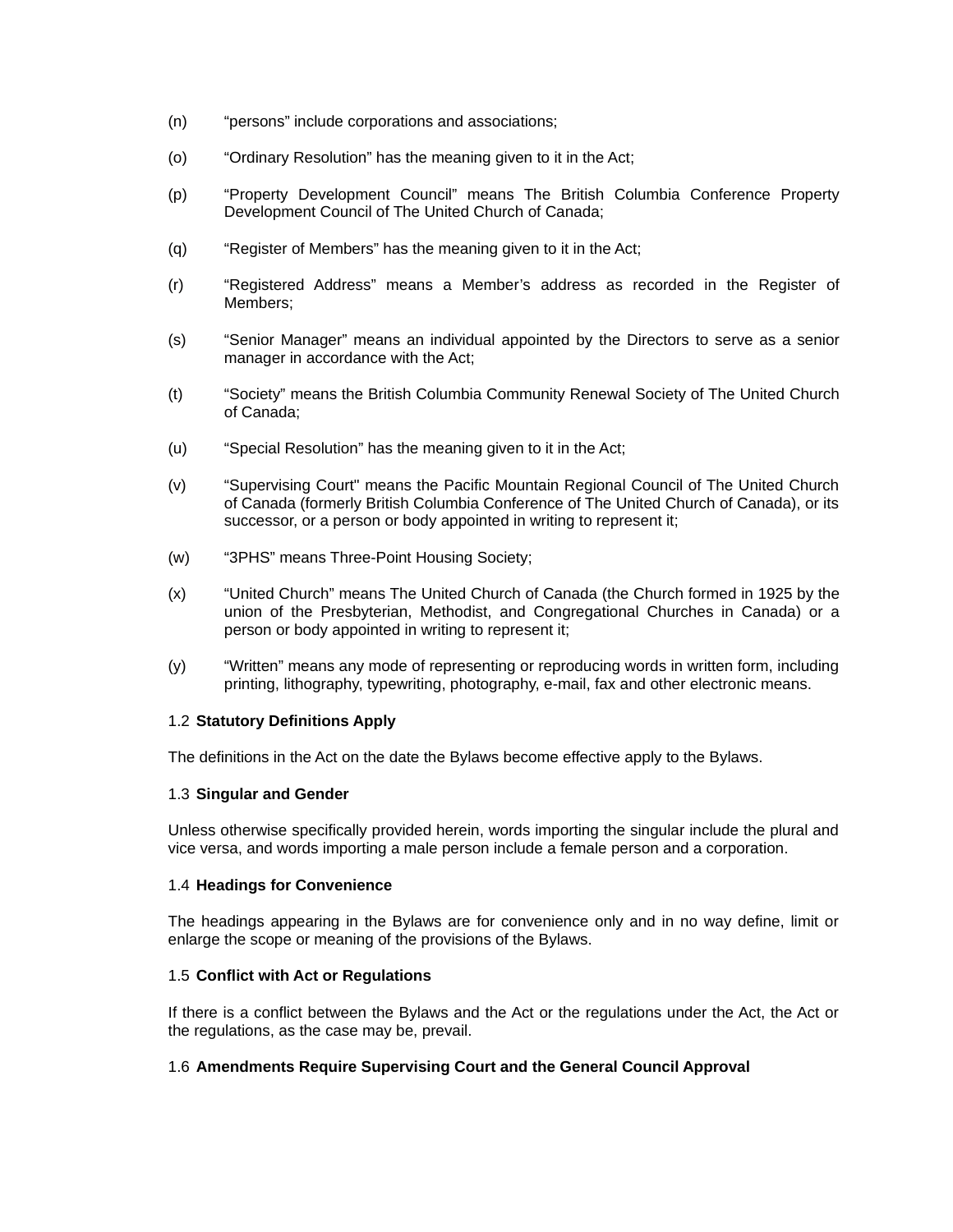(n) “persons” include corporations and associations;

(o) “Ordinary Resolution” has the meaning given to it in the Act;

(p) “Property Development Council” means The British Columbia Conference Property Development Council of The United Church of Canada;

(q) “Register of Members” has the meaning given to it in the Act;

(r) “Registered Address” means a Member’s address as recorded in the Register of Members;

(s) “Senior Manager” means an individual appointed by the Directors to serve as a senior manager in accordance with the Act;

(t) “Society” means the British Columbia Community Renewal Society of The United Church of Canada;

(u) “Special Resolution” has the meaning given to it in the Act;

(v) “Supervising Court" means the Pacific Mountain Regional Council of The United Church of Canada (formerly British Columbia Conference of The United Church of Canada), or its successor, or a person or body appointed in writing to represent it;

(w) “3PHS” means Three-Point Housing Society;

(x) “United Church” means The United Church of Canada (the Church formed in 1925 by the union of the Presbyterian, Methodist, and Congregational Churches in Canada) or a person or body appointed in writing to represent it;

(y) “Written” means any mode of representing or reproducing words in written form, including printing, lithography, typewriting, photography, e-mail, fax and other electronic means.

1.2 **Statutory Definitions Apply**

The definitions in the Act on the date the Bylaws become effective apply to the Bylaws.

1.3 **Singular and Gender**

Unless otherwise specifically provided herein, words importing the singular include the plural and vice versa, and words importing a male person include a female person and a corporation.

1.4 **Headings for Convenience**

The headings appearing in the Bylaws are for convenience only and in no way define, limit or enlarge the scope or meaning of the provisions of the Bylaws.

1.5 **Conflict with Act or Regulations**

If there is a conflict between the Bylaws and the Act or the regulations under the Act, the Act or the regulations, as the case may be, prevail.

1.6 **Amendments Require Supervising Court and the General Council Approval**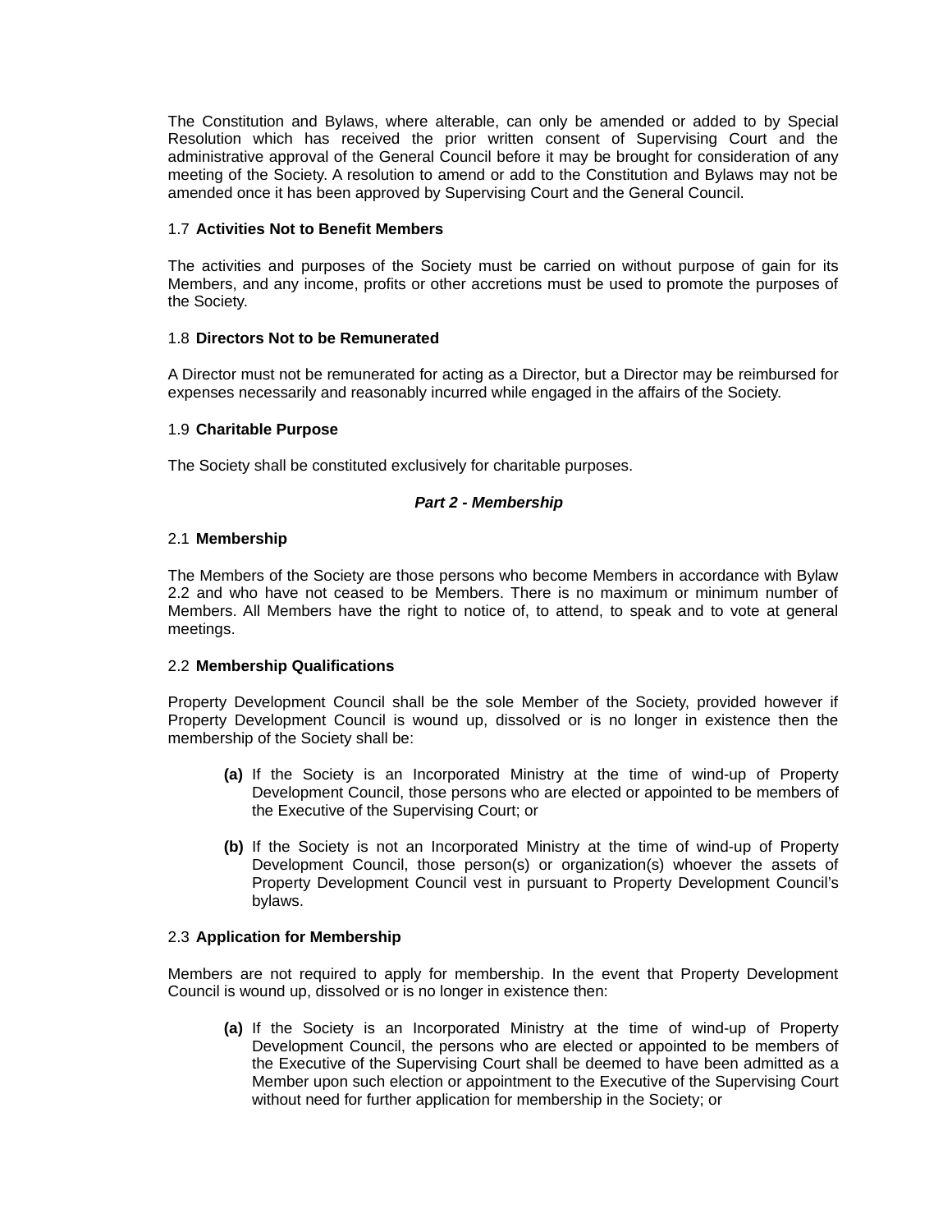The Constitution and Bylaws, where alterable, can only be amended or added to by Special Resolution which has received the prior written consent of Supervising Court and the administrative approval of the General Council before it may be brought for consideration of any meeting of the Society. A resolution to amend or add to the Constitution and Bylaws may not be amended once it has been approved by Supervising Court and the General Council.

1.7 **Activities Not to Benefit Members**

The activities and purposes of the Society must be carried on without purpose of gain for its Members, and any income, profits or other accretions must be used to promote the purposes of the Society.

1.8 **Directors Not to be Remunerated**

A Director must not be remunerated for acting as a Director, but a Director may be reimbursed for expenses necessarily and reasonably incurred while engaged in the affairs of the Society.

1.9 **Charitable Purpose**

The Society shall be constituted exclusively for charitable purposes.

***Part 2 - Membership***

2.1 **Membership**

The Members of the Society are those persons who become Members in accordance with Bylaw 2.2 and who have not ceased to be Members. There is no maximum or minimum number of Members. All Members have the right to notice of, to attend, to speak and to vote at general meetings.

2.2 **Membership Qualifications**

Property Development Council shall be the sole Member of the Society, provided however if Property Development Council is wound up, dissolved or is no longer in existence then the membership of the Society shall be:

- **(a)** If the Society is an Incorporated Ministry at the time of wind-up of Property Development Council, those persons who are elected or appointed to be members of the Executive of the Supervising Court; or
- **(b)** If the Society is not an Incorporated Ministry at the time of wind-up of Property Development Council, those person(s) or organization(s) whoever the assets of Property Development Council vest in pursuant to Property Development Council's bylaws.

2.3 **Application for Membership**

Members are not required to apply for membership. In the event that Property Development Council is wound up, dissolved or is no longer in existence then:

- **(a)** If the Society is an Incorporated Ministry at the time of wind-up of Property Development Council, the persons who are elected or appointed to be members of the Executive of the Supervising Court shall be deemed to have been admitted as a Member upon such election or appointment to the Executive of the Supervising Court without need for further application for membership in the Society; or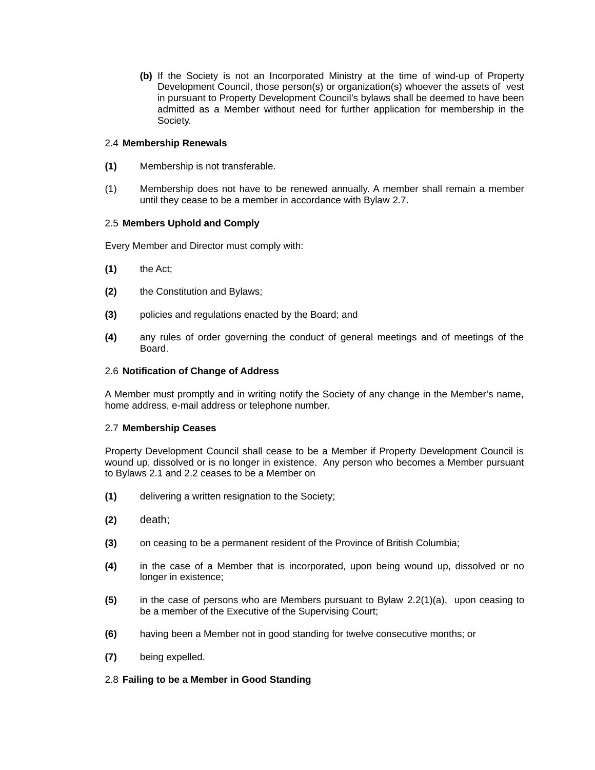**(b)** If the Society is not an Incorporated Ministry at the time of wind-up of Property Development Council, those person(s) or organization(s) whoever the assets of vest in pursuant to Property Development Council's bylaws shall be deemed to have been admitted as a Member without need for further application for membership in the Society.

2.4 **Membership Renewals**

**(1)** Membership is not transferable.

(1) Membership does not have to be renewed annually. A member shall remain a member until they cease to be a member in accordance with Bylaw 2.7.

2.5 **Members Uphold and Comply**

Every Member and Director must comply with:

**(1)** the Act;

**(2)** the Constitution and Bylaws;

**(3)** policies and regulations enacted by the Board; and

**(4)** any rules of order governing the conduct of general meetings and of meetings of the Board.

2.6 **Notification of Change of Address**

A Member must promptly and in writing notify the Society of any change in the Member's name, home address, e-mail address or telephone number.

2.7 **Membership Ceases**

Property Development Council shall cease to be a Member if Property Development Council is wound up, dissolved or is no longer in existence. Any person who becomes a Member pursuant to Bylaws 2.1 and 2.2 ceases to be a Member on

**(1)** delivering a written resignation to the Society;

**(2)** death;

**(3)** on ceasing to be a permanent resident of the Province of British Columbia;

**(4)** in the case of a Member that is incorporated, upon being wound up, dissolved or no longer in existence;

**(5)** in the case of persons who are Members pursuant to Bylaw 2.2(1)(a), upon ceasing to be a member of the Executive of the Supervising Court;

**(6)** having been a Member not in good standing for twelve consecutive months; or

**(7)** being expelled.

2.8 **Failing to be a Member in Good Standing**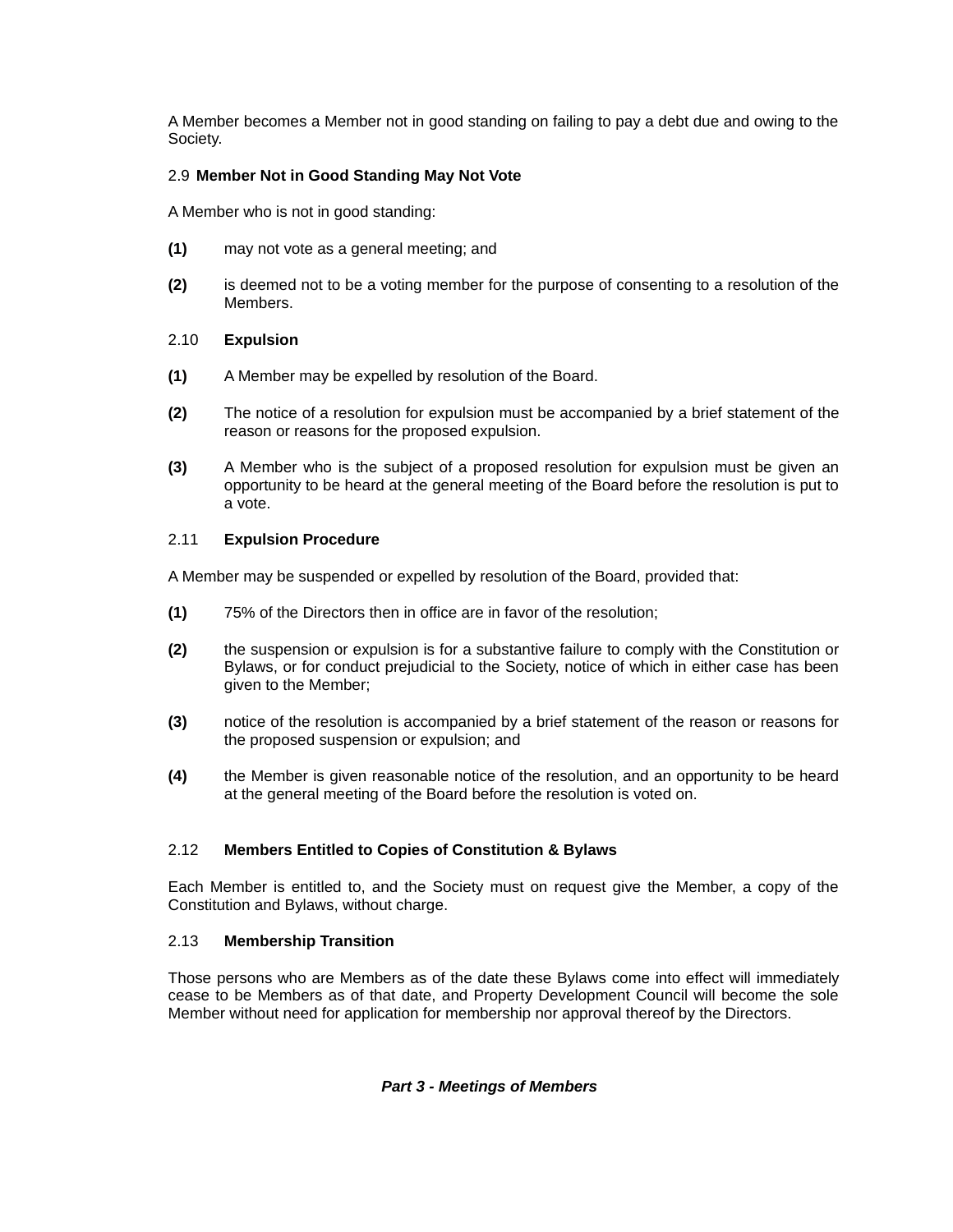A Member becomes a Member not in good standing on failing to pay a debt due and owing to the Society.

### 2.9 Member Not in Good Standing May Not Vote

A Member who is not in good standing:

**(1)** may not vote as a general meeting; and

**(2)** is deemed not to be a voting member for the purpose of consenting to a resolution of the Members.

### 2.10 Expulsion

**(1)** A Member may be expelled by resolution of the Board.

**(2)** The notice of a resolution for expulsion must be accompanied by a brief statement of the reason or reasons for the proposed expulsion.

**(3)** A Member who is the subject of a proposed resolution for expulsion must be given an opportunity to be heard at the general meeting of the Board before the resolution is put to a vote.

### 2.11 Expulsion Procedure

A Member may be suspended or expelled by resolution of the Board, provided that:

**(1)** 75% of the Directors then in office are in favor of the resolution;

**(2)** the suspension or expulsion is for a substantive failure to comply with the Constitution or Bylaws, or for conduct prejudicial to the Society, notice of which in either case has been given to the Member;

**(3)** notice of the resolution is accompanied by a brief statement of the reason or reasons for the proposed suspension or expulsion; and

**(4)** the Member is given reasonable notice of the resolution, and an opportunity to be heard at the general meeting of the Board before the resolution is voted on.

### 2.12 Members Entitled to Copies of Constitution & Bylaws

Each Member is entitled to, and the Society must on request give the Member, a copy of the Constitution and Bylaws, without charge.

### 2.13 Membership Transition

Those persons who are Members as of the date these Bylaws come into effect will immediately cease to be Members as of that date, and Property Development Council will become the sole Member without need for application for membership nor approval thereof by the Directors.

## *Part 3 - Meetings of Members*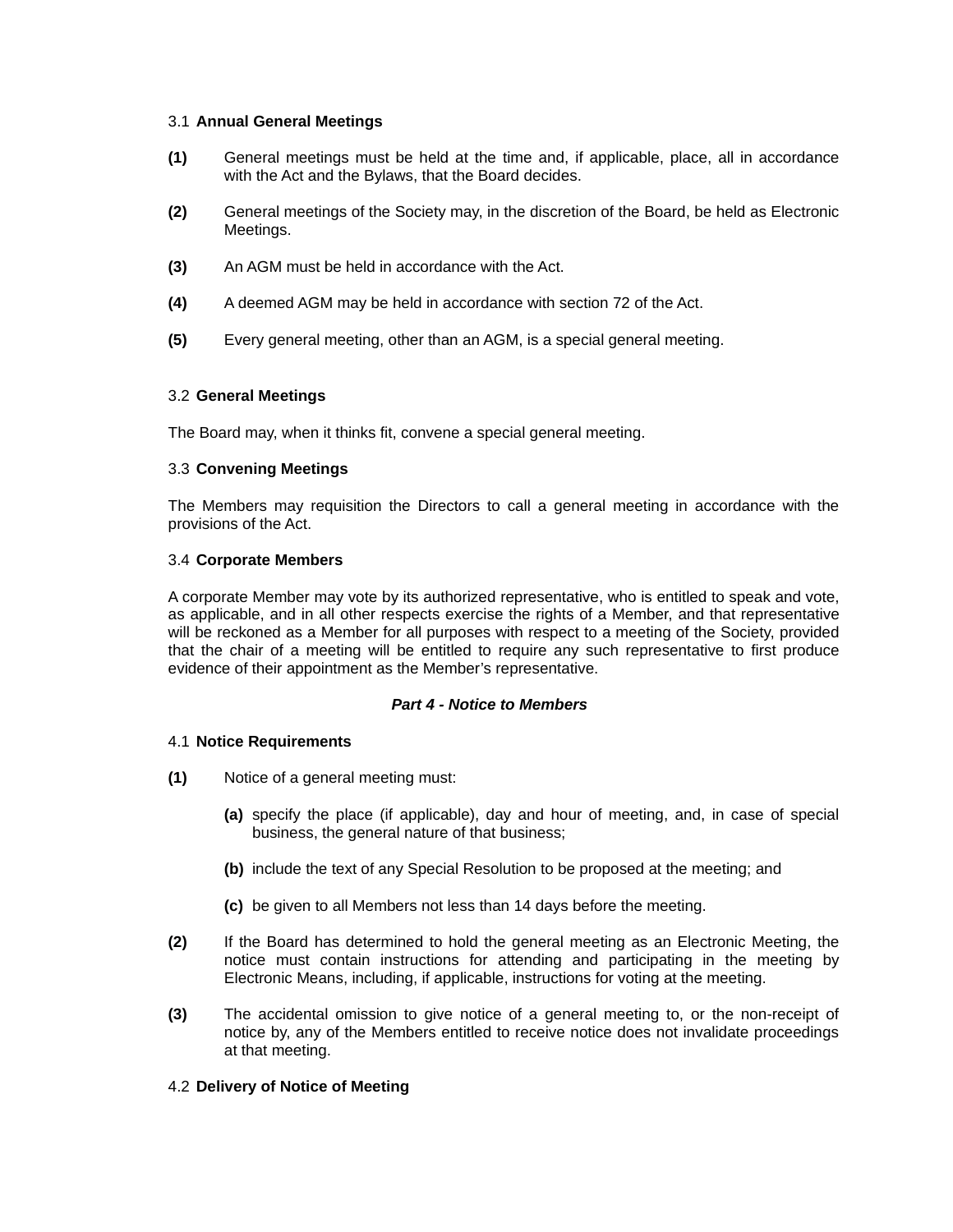### 3.1 **Annual General Meetings**

**(1)** General meetings must be held at the time and, if applicable, place, all in accordance with the Act and the Bylaws, that the Board decides.

**(2)** General meetings of the Society may, in the discretion of the Board, be held as Electronic Meetings.

**(3)** An AGM must be held in accordance with the Act.

**(4)** A deemed AGM may be held in accordance with section 72 of the Act.

**(5)** Every general meeting, other than an AGM, is a special general meeting.

### 3.2 **General Meetings**

The Board may, when it thinks fit, convene a special general meeting.

### 3.3 **Convening Meetings**

The Members may requisition the Directors to call a general meeting in accordance with the provisions of the Act.

### 3.4 **Corporate Members**

A corporate Member may vote by its authorized representative, who is entitled to speak and vote, as applicable, and in all other respects exercise the rights of a Member, and that representative will be reckoned as a Member for all purposes with respect to a meeting of the Society, provided that the chair of a meeting will be entitled to require any such representative to first produce evidence of their appointment as the Member's representative.

## ***Part 4 - Notice to Members***

### 4.1 **Notice Requirements**

**(1)** Notice of a general meeting must:

- **(a)** specify the place (if applicable), day and hour of meeting, and, in case of special business, the general nature of that business;
- **(b)** include the text of any Special Resolution to be proposed at the meeting; and
- **(c)** be given to all Members not less than 14 days before the meeting.

**(2)** If the Board has determined to hold the general meeting as an Electronic Meeting, the notice must contain instructions for attending and participating in the meeting by Electronic Means, including, if applicable, instructions for voting at the meeting.

**(3)** The accidental omission to give notice of a general meeting to, or the non-receipt of notice by, any of the Members entitled to receive notice does not invalidate proceedings at that meeting.

### 4.2 **Delivery of Notice of Meeting**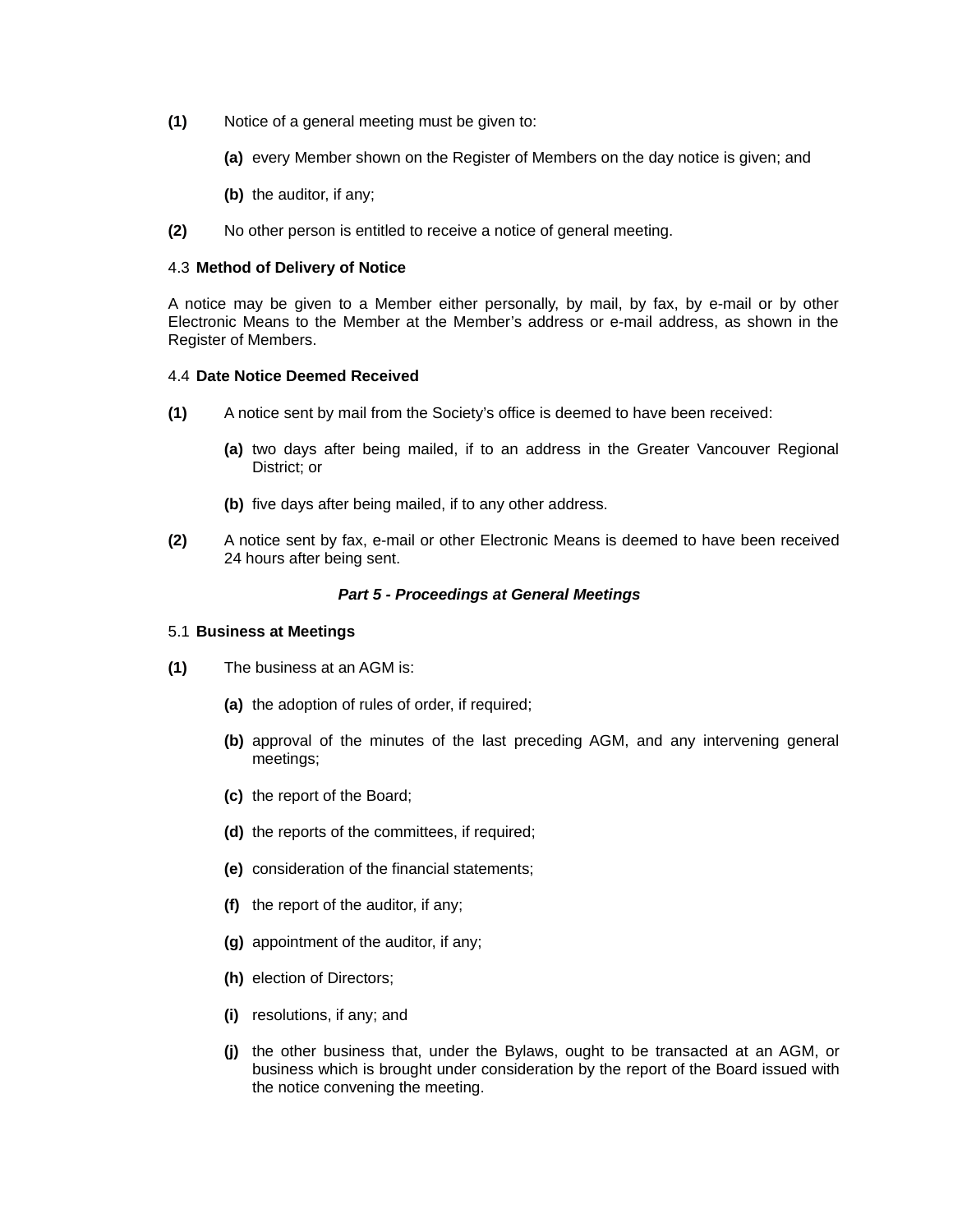**(1)** Notice of a general meeting must be given to:

- **(a)** every Member shown on the Register of Members on the day notice is given; and
- **(b)** the auditor, if any;

**(2)** No other person is entitled to receive a notice of general meeting.

4.3 **Method of Delivery of Notice**

A notice may be given to a Member either personally, by mail, by fax, by e-mail or by other Electronic Means to the Member at the Member's address or e-mail address, as shown in the Register of Members.

4.4 **Date Notice Deemed Received**

**(1)** A notice sent by mail from the Society's office is deemed to have been received:

- **(a)** two days after being mailed, if to an address in the Greater Vancouver Regional District; or
- **(b)** five days after being mailed, if to any other address.

**(2)** A notice sent by fax, e-mail or other Electronic Means is deemed to have been received 24 hours after being sent.

## *Part 5 - Proceedings at General Meetings*

5.1 **Business at Meetings**

**(1)** The business at an AGM is:

- **(a)** the adoption of rules of order, if required;
- **(b)** approval of the minutes of the last preceding AGM, and any intervening general meetings;
- **(c)** the report of the Board;
- **(d)** the reports of the committees, if required;
- **(e)** consideration of the financial statements;
- **(f)** the report of the auditor, if any;
- **(g)** appointment of the auditor, if any;
- **(h)** election of Directors;
- **(i)** resolutions, if any; and
- **(j)** the other business that, under the Bylaws, ought to be transacted at an AGM, or business which is brought under consideration by the report of the Board issued with the notice convening the meeting.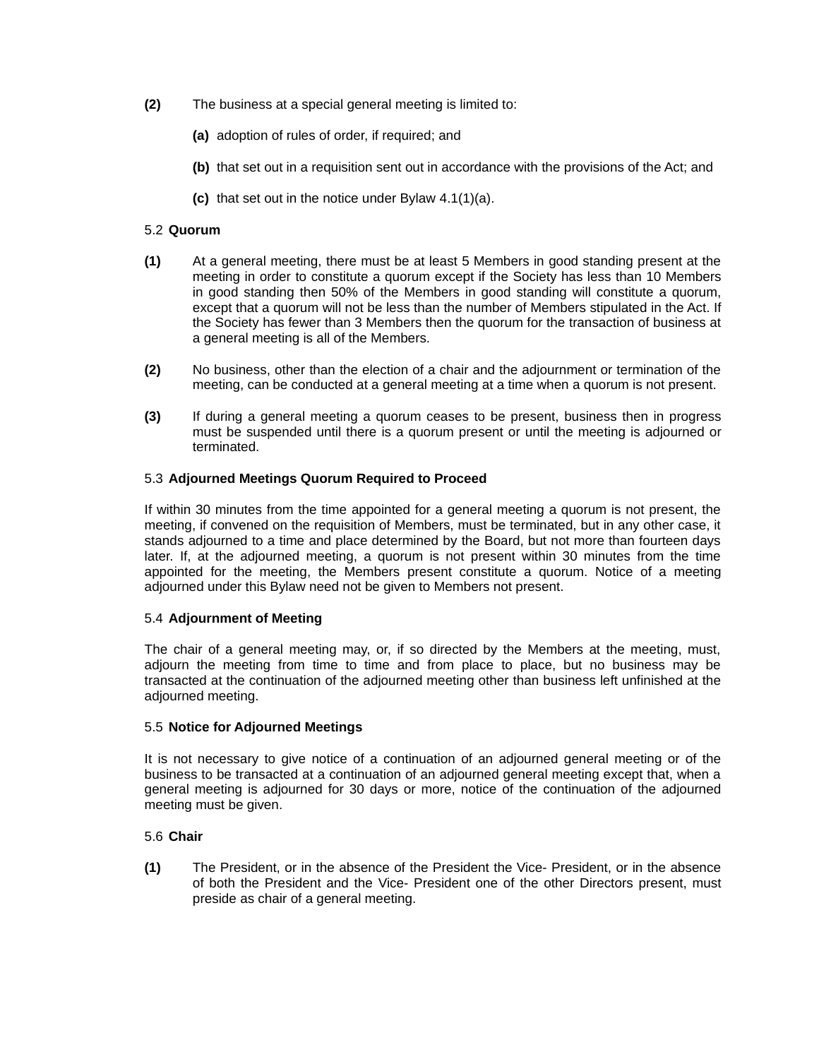**(2)** The business at a special general meeting is limited to:

**(a)** adoption of rules of order, if required; and

**(b)** that set out in a requisition sent out in accordance with the provisions of the Act; and

**(c)** that set out in the notice under Bylaw 4.1(1)(a).

5.2 **Quorum**

**(1)** At a general meeting, there must be at least 5 Members in good standing present at the meeting in order to constitute a quorum except if the Society has less than 10 Members in good standing then 50% of the Members in good standing will constitute a quorum, except that a quorum will not be less than the number of Members stipulated in the Act. If the Society has fewer than 3 Members then the quorum for the transaction of business at a general meeting is all of the Members.

**(2)** No business, other than the election of a chair and the adjournment or termination of the meeting, can be conducted at a general meeting at a time when a quorum is not present.

**(3)** If during a general meeting a quorum ceases to be present, business then in progress must be suspended until there is a quorum present or until the meeting is adjourned or terminated.

5.3 **Adjourned Meetings Quorum Required to Proceed**

If within 30 minutes from the time appointed for a general meeting a quorum is not present, the meeting, if convened on the requisition of Members, must be terminated, but in any other case, it stands adjourned to a time and place determined by the Board, but not more than fourteen days later. If, at the adjourned meeting, a quorum is not present within 30 minutes from the time appointed for the meeting, the Members present constitute a quorum. Notice of a meeting adjourned under this Bylaw need not be given to Members not present.

5.4 **Adjournment of Meeting**

The chair of a general meeting may, or, if so directed by the Members at the meeting, must, adjourn the meeting from time to time and from place to place, but no business may be transacted at the continuation of the adjourned meeting other than business left unfinished at the adjourned meeting.

5.5 **Notice for Adjourned Meetings**

It is not necessary to give notice of a continuation of an adjourned general meeting or of the business to be transacted at a continuation of an adjourned general meeting except that, when a general meeting is adjourned for 30 days or more, notice of the continuation of the adjourned meeting must be given.

5.6 **Chair**

**(1)** The President, or in the absence of the President the Vice- President, or in the absence of both the President and the Vice- President one of the other Directors present, must preside as chair of a general meeting.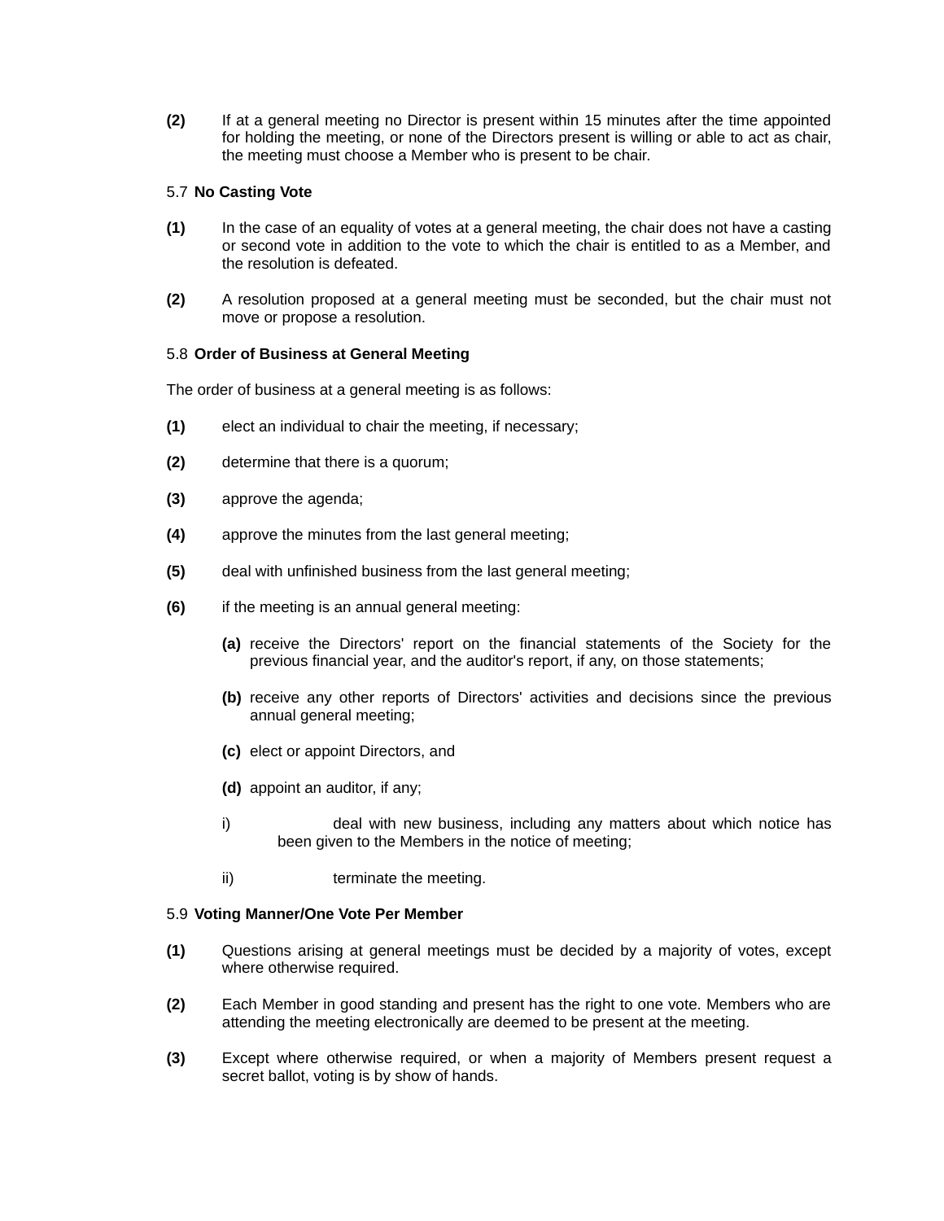**(2)** If at a general meeting no Director is present within 15 minutes after the time appointed for holding the meeting, or none of the Directors present is willing or able to act as chair, the meeting must choose a Member who is present to be chair.

5.7 **No Casting Vote**

**(1)** In the case of an equality of votes at a general meeting, the chair does not have a casting or second vote in addition to the vote to which the chair is entitled to as a Member, and the resolution is defeated.

**(2)** A resolution proposed at a general meeting must be seconded, but the chair must not move or propose a resolution.

5.8 **Order of Business at General Meeting**

The order of business at a general meeting is as follows:

**(1)** elect an individual to chair the meeting, if necessary;

**(2)** determine that there is a quorum;

**(3)** approve the agenda;

**(4)** approve the minutes from the last general meeting;

**(5)** deal with unfinished business from the last general meeting;

**(6)** if the meeting is an annual general meeting:

- **(a)** receive the Directors' report on the financial statements of the Society for the previous financial year, and the auditor's report, if any, on those statements;
- **(b)** receive any other reports of Directors' activities and decisions since the previous annual general meeting;
- **(c)** elect or appoint Directors, and
- **(d)** appoint an auditor, if any;

i) deal with new business, including any matters about which notice has been given to the Members in the notice of meeting;

ii) terminate the meeting.

5.9 **Voting Manner/One Vote Per Member**

**(1)** Questions arising at general meetings must be decided by a majority of votes, except where otherwise required.

**(2)** Each Member in good standing and present has the right to one vote. Members who are attending the meeting electronically are deemed to be present at the meeting.

**(3)** Except where otherwise required, or when a majority of Members present request a secret ballot, voting is by show of hands.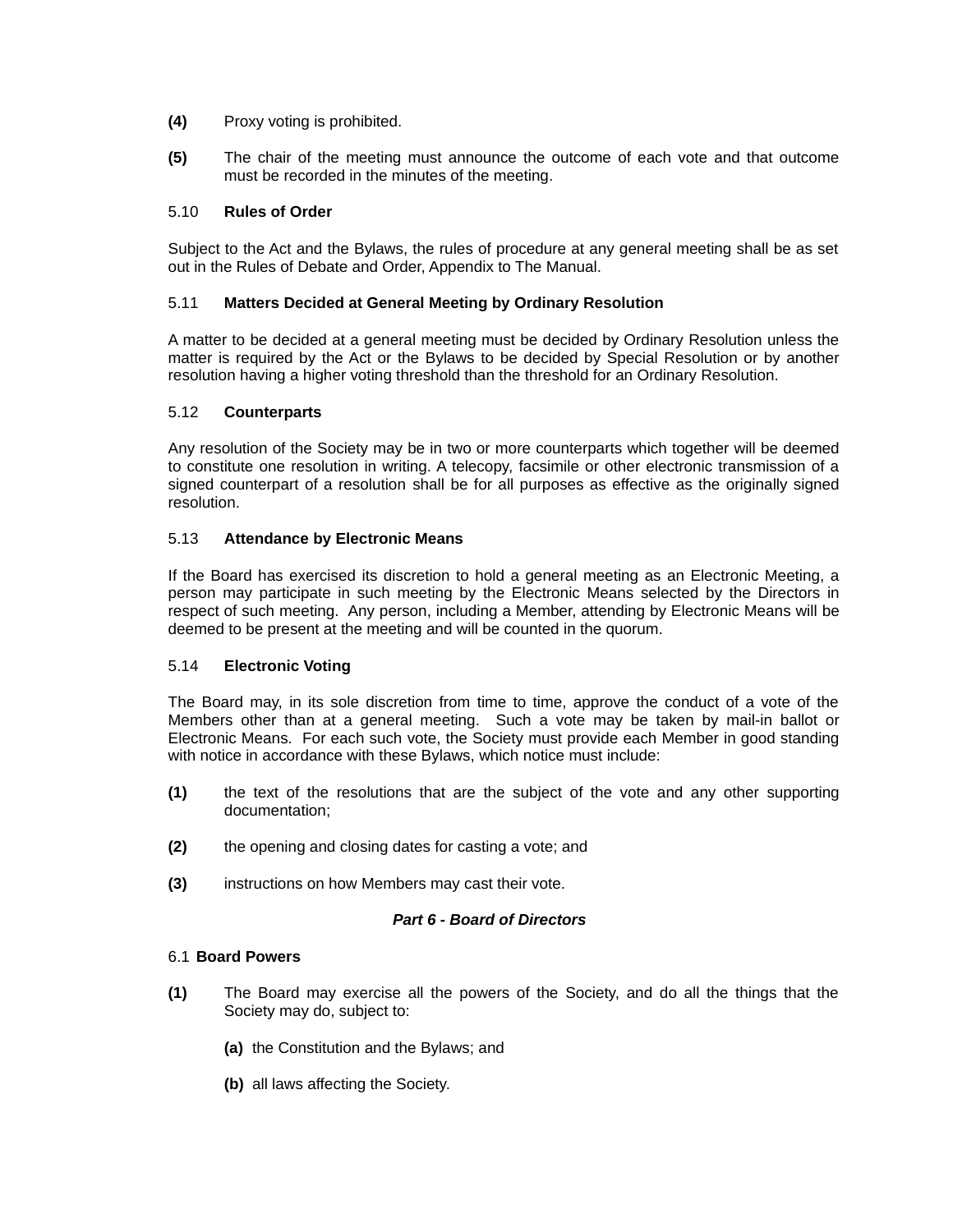**(4)** Proxy voting is prohibited.

**(5)** The chair of the meeting must announce the outcome of each vote and that outcome must be recorded in the minutes of the meeting.

### 5.10 **Rules of Order**

Subject to the Act and the Bylaws, the rules of procedure at any general meeting shall be as set out in the Rules of Debate and Order, Appendix to The Manual.

### 5.11 **Matters Decided at General Meeting by Ordinary Resolution**

A matter to be decided at a general meeting must be decided by Ordinary Resolution unless the matter is required by the Act or the Bylaws to be decided by Special Resolution or by another resolution having a higher voting threshold than the threshold for an Ordinary Resolution.

### 5.12 **Counterparts**

Any resolution of the Society may be in two or more counterparts which together will be deemed to constitute one resolution in writing. A telecopy, facsimile or other electronic transmission of a signed counterpart of a resolution shall be for all purposes as effective as the originally signed resolution.

### 5.13 **Attendance by Electronic Means**

If the Board has exercised its discretion to hold a general meeting as an Electronic Meeting, a person may participate in such meeting by the Electronic Means selected by the Directors in respect of such meeting. Any person, including a Member, attending by Electronic Means will be deemed to be present at the meeting and will be counted in the quorum.

### 5.14 **Electronic Voting**

The Board may, in its sole discretion from time to time, approve the conduct of a vote of the Members other than at a general meeting. Such a vote may be taken by mail-in ballot or Electronic Means. For each such vote, the Society must provide each Member in good standing with notice in accordance with these Bylaws, which notice must include:

**(1)** the text of the resolutions that are the subject of the vote and any other supporting documentation;

**(2)** the opening and closing dates for casting a vote; and

**(3)** instructions on how Members may cast their vote.

## *Part 6 - Board of Directors*

### 6.1 **Board Powers**

**(1)** The Board may exercise all the powers of the Society, and do all the things that the Society may do, subject to:

  **(a)** the Constitution and the Bylaws; and

  **(b)** all laws affecting the Society.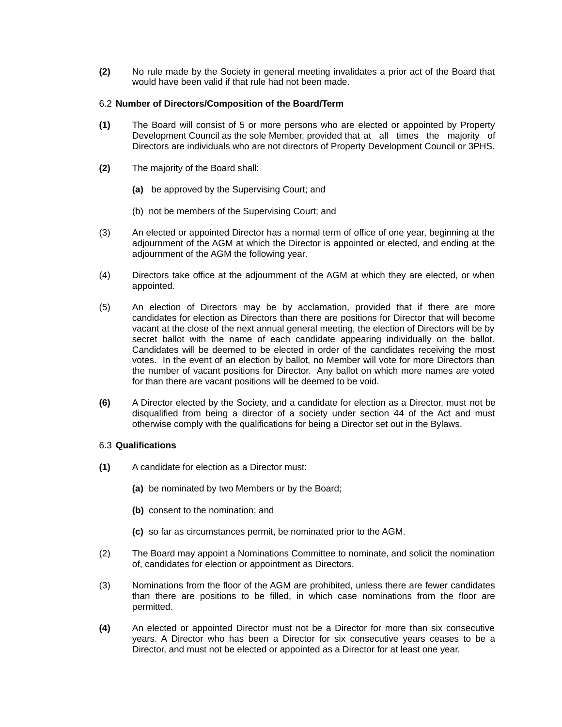**(2)** No rule made by the Society in general meeting invalidates a prior act of the Board that would have been valid if that rule had not been made.

6.2 **Number of Directors/Composition of the Board/Term**

**(1)** The Board will consist of 5 or more persons who are elected or appointed by Property Development Council as the sole Member, provided that at all times the majority of Directors are individuals who are not directors of Property Development Council or 3PHS.

**(2)** The majority of the Board shall:

**(a)** be approved by the Supervising Court; and

(b) not be members of the Supervising Court; and

(3) An elected or appointed Director has a normal term of office of one year, beginning at the adjournment of the AGM at which the Director is appointed or elected, and ending at the adjournment of the AGM the following year.

(4) Directors take office at the adjournment of the AGM at which they are elected, or when appointed.

(5) An election of Directors may be by acclamation, provided that if there are more candidates for election as Directors than there are positions for Director that will become vacant at the close of the next annual general meeting, the election of Directors will be by secret ballot with the name of each candidate appearing individually on the ballot. Candidates will be deemed to be elected in order of the candidates receiving the most votes. In the event of an election by ballot, no Member will vote for more Directors than the number of vacant positions for Director. Any ballot on which more names are voted for than there are vacant positions will be deemed to be void.

**(6)** A Director elected by the Society, and a candidate for election as a Director, must not be disqualified from being a director of a society under section 44 of the Act and must otherwise comply with the qualifications for being a Director set out in the Bylaws.

6.3 **Qualifications**

**(1)** A candidate for election as a Director must:

**(a)** be nominated by two Members or by the Board;

**(b)** consent to the nomination; and

**(c)** so far as circumstances permit, be nominated prior to the AGM.

(2) The Board may appoint a Nominations Committee to nominate, and solicit the nomination of, candidates for election or appointment as Directors.

(3) Nominations from the floor of the AGM are prohibited, unless there are fewer candidates than there are positions to be filled, in which case nominations from the floor are permitted.

**(4)** An elected or appointed Director must not be a Director for more than six consecutive years. A Director who has been a Director for six consecutive years ceases to be a Director, and must not be elected or appointed as a Director for at least one year.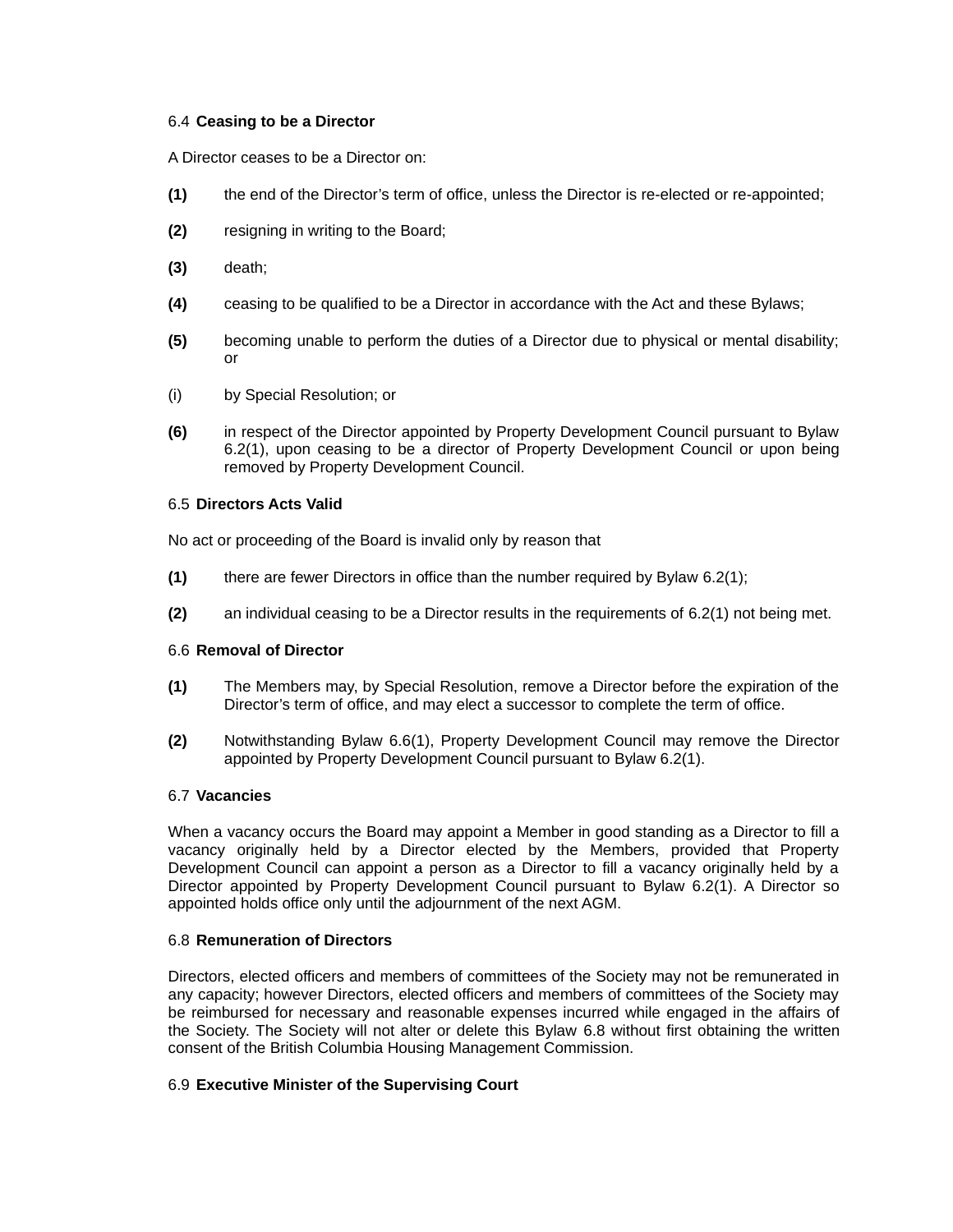6.4 **Ceasing to be a Director**

A Director ceases to be a Director on:

**(1)** the end of the Director's term of office, unless the Director is re-elected or re-appointed;

**(2)** resigning in writing to the Board;

**(3)** death;

**(4)** ceasing to be qualified to be a Director in accordance with the Act and these Bylaws;

**(5)** becoming unable to perform the duties of a Director due to physical or mental disability; or

(i) by Special Resolution; or

**(6)** in respect of the Director appointed by Property Development Council pursuant to Bylaw 6.2(1), upon ceasing to be a director of Property Development Council or upon being removed by Property Development Council.

6.5 **Directors Acts Valid**

No act or proceeding of the Board is invalid only by reason that

**(1)** there are fewer Directors in office than the number required by Bylaw 6.2(1);

**(2)** an individual ceasing to be a Director results in the requirements of 6.2(1) not being met.

6.6 **Removal of Director**

**(1)** The Members may, by Special Resolution, remove a Director before the expiration of the Director's term of office, and may elect a successor to complete the term of office.

**(2)** Notwithstanding Bylaw 6.6(1), Property Development Council may remove the Director appointed by Property Development Council pursuant to Bylaw 6.2(1).

6.7 **Vacancies**

When a vacancy occurs the Board may appoint a Member in good standing as a Director to fill a vacancy originally held by a Director elected by the Members, provided that Property Development Council can appoint a person as a Director to fill a vacancy originally held by a Director appointed by Property Development Council pursuant to Bylaw 6.2(1). A Director so appointed holds office only until the adjournment of the next AGM.

6.8 **Remuneration of Directors**

Directors, elected officers and members of committees of the Society may not be remunerated in any capacity; however Directors, elected officers and members of committees of the Society may be reimbursed for necessary and reasonable expenses incurred while engaged in the affairs of the Society. The Society will not alter or delete this Bylaw 6.8 without first obtaining the written consent of the British Columbia Housing Management Commission.

6.9 **Executive Minister of the Supervising Court**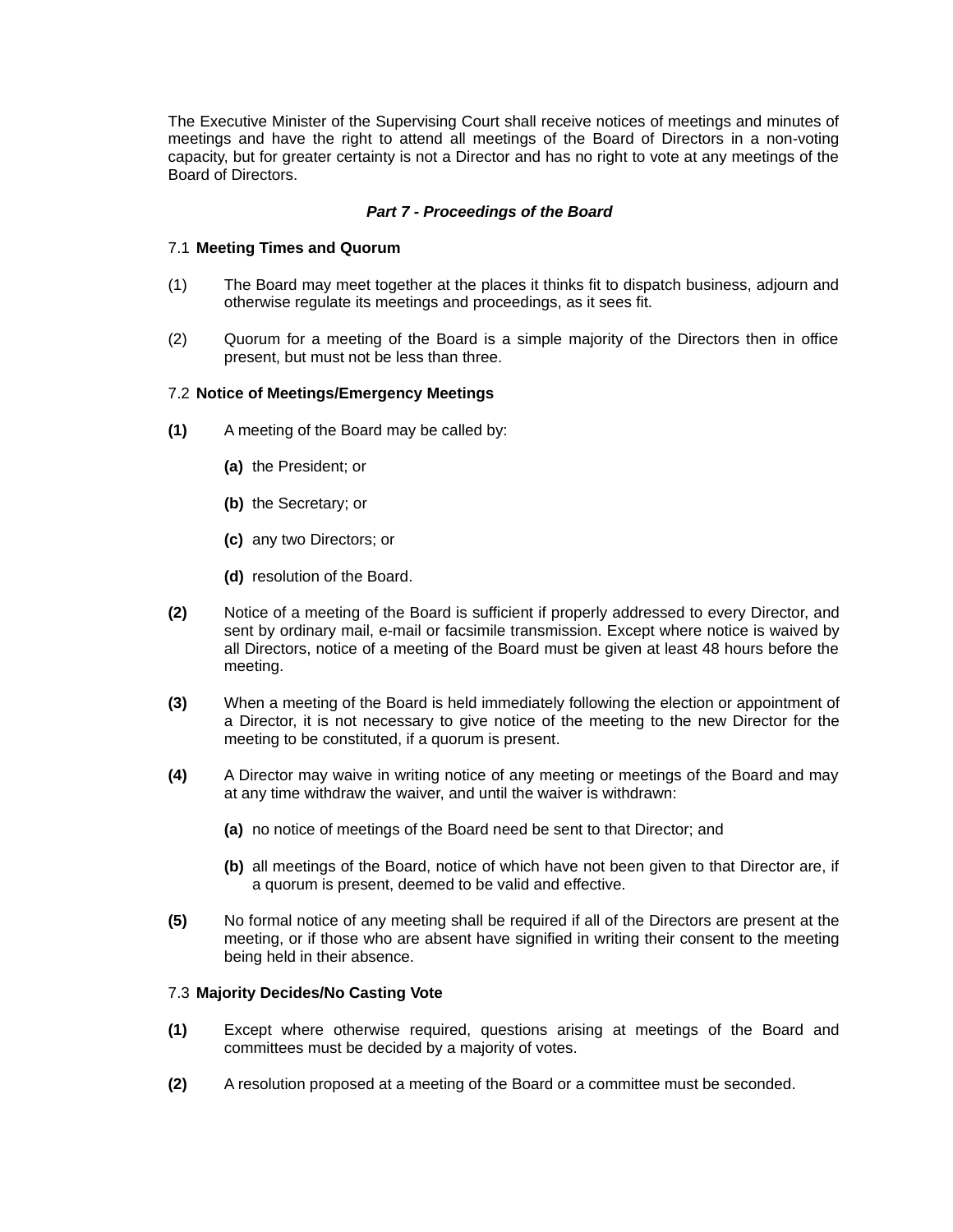The Executive Minister of the Supervising Court shall receive notices of meetings and minutes of meetings and have the right to attend all meetings of the Board of Directors in a non-voting capacity, but for greater certainty is not a Director and has no right to vote at any meetings of the Board of Directors.

## *Part 7 - Proceedings of the Board*

### 7.1 **Meeting Times and Quorum**

(1) The Board may meet together at the places it thinks fit to dispatch business, adjourn and otherwise regulate its meetings and proceedings, as it sees fit.

(2) Quorum for a meeting of the Board is a simple majority of the Directors then in office present, but must not be less than three.

### 7.2 **Notice of Meetings/Emergency Meetings**

**(1)** A meeting of the Board may be called by:

- **(a)** the President; or
- **(b)** the Secretary; or
- **(c)** any two Directors; or
- **(d)** resolution of the Board.

**(2)** Notice of a meeting of the Board is sufficient if properly addressed to every Director, and sent by ordinary mail, e-mail or facsimile transmission. Except where notice is waived by all Directors, notice of a meeting of the Board must be given at least 48 hours before the meeting.

**(3)** When a meeting of the Board is held immediately following the election or appointment of a Director, it is not necessary to give notice of the meeting to the new Director for the meeting to be constituted, if a quorum is present.

**(4)** A Director may waive in writing notice of any meeting or meetings of the Board and may at any time withdraw the waiver, and until the waiver is withdrawn:

- **(a)** no notice of meetings of the Board need be sent to that Director; and
- **(b)** all meetings of the Board, notice of which have not been given to that Director are, if a quorum is present, deemed to be valid and effective.

**(5)** No formal notice of any meeting shall be required if all of the Directors are present at the meeting, or if those who are absent have signified in writing their consent to the meeting being held in their absence.

### 7.3 **Majority Decides/No Casting Vote**

**(1)** Except where otherwise required, questions arising at meetings of the Board and committees must be decided by a majority of votes.

**(2)** A resolution proposed at a meeting of the Board or a committee must be seconded.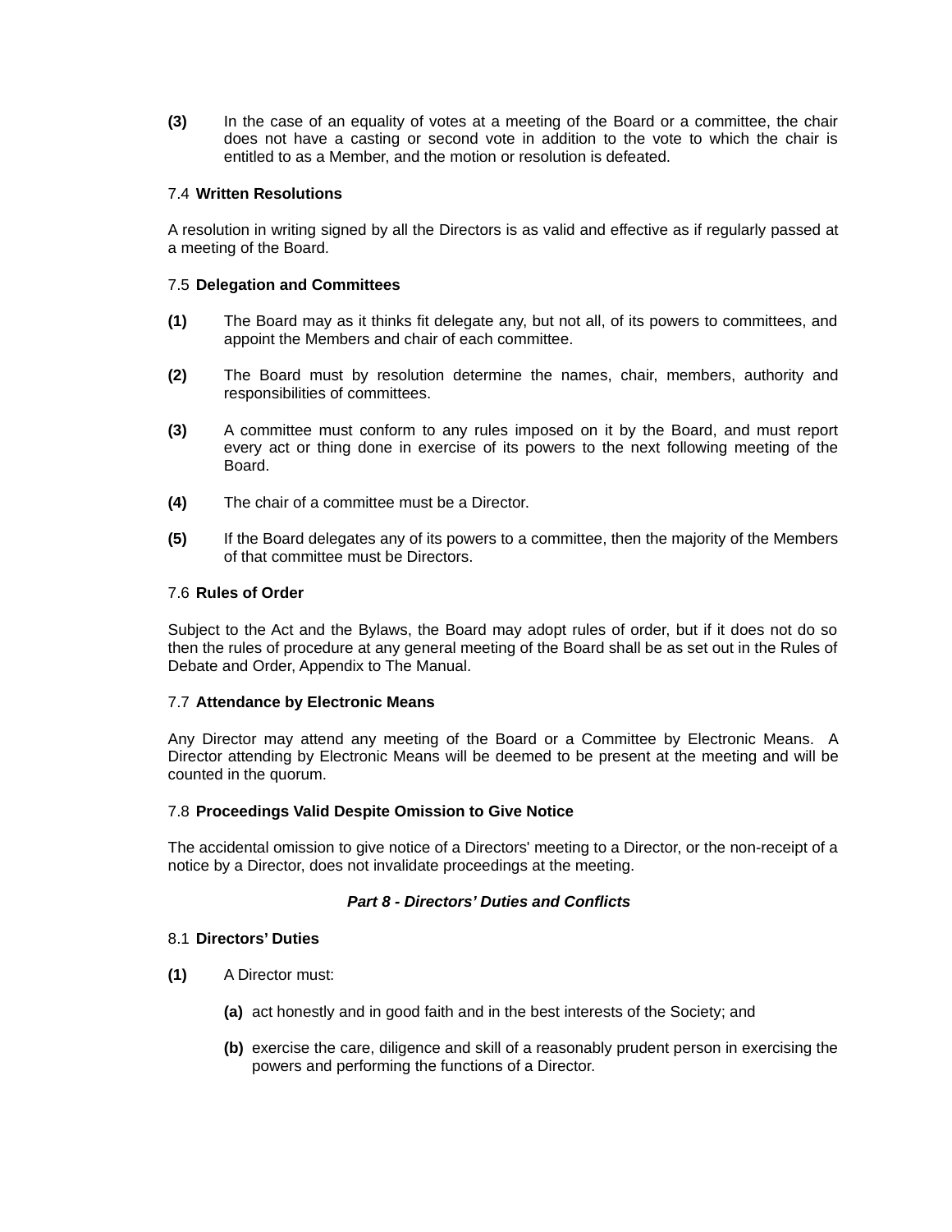**(3)** In the case of an equality of votes at a meeting of the Board or a committee, the chair does not have a casting or second vote in addition to the vote to which the chair is entitled to as a Member, and the motion or resolution is defeated.

7.4 **Written Resolutions**

A resolution in writing signed by all the Directors is as valid and effective as if regularly passed at a meeting of the Board.

7.5 **Delegation and Committees**

**(1)** The Board may as it thinks fit delegate any, but not all, of its powers to committees, and appoint the Members and chair of each committee.

**(2)** The Board must by resolution determine the names, chair, members, authority and responsibilities of committees.

**(3)** A committee must conform to any rules imposed on it by the Board, and must report every act or thing done in exercise of its powers to the next following meeting of the Board.

**(4)** The chair of a committee must be a Director.

**(5)** If the Board delegates any of its powers to a committee, then the majority of the Members of that committee must be Directors.

7.6 **Rules of Order**

Subject to the Act and the Bylaws, the Board may adopt rules of order, but if it does not do so then the rules of procedure at any general meeting of the Board shall be as set out in the Rules of Debate and Order, Appendix to The Manual.

7.7 **Attendance by Electronic Means**

Any Director may attend any meeting of the Board or a Committee by Electronic Means. A Director attending by Electronic Means will be deemed to be present at the meeting and will be counted in the quorum.

7.8 **Proceedings Valid Despite Omission to Give Notice**

The accidental omission to give notice of a Directors' meeting to a Director, or the non-receipt of a notice by a Director, does not invalidate proceedings at the meeting.

## *Part 8 - Directors' Duties and Conflicts*

8.1 **Directors' Duties**

**(1)** A Director must:

- **(a)** act honestly and in good faith and in the best interests of the Society; and
- **(b)** exercise the care, diligence and skill of a reasonably prudent person in exercising the powers and performing the functions of a Director.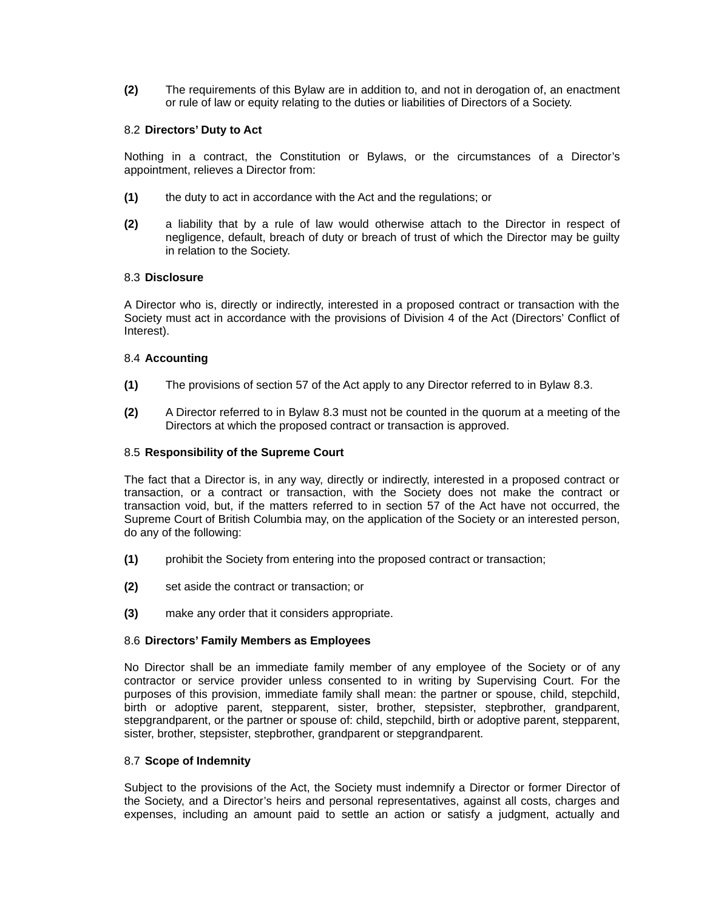**(2)** The requirements of this Bylaw are in addition to, and not in derogation of, an enactment or rule of law or equity relating to the duties or liabilities of Directors of a Society.

8.2 **Directors' Duty to Act**

Nothing in a contract, the Constitution or Bylaws, or the circumstances of a Director's appointment, relieves a Director from:

**(1)** the duty to act in accordance with the Act and the regulations; or

**(2)** a liability that by a rule of law would otherwise attach to the Director in respect of negligence, default, breach of duty or breach of trust of which the Director may be guilty in relation to the Society.

8.3 **Disclosure**

A Director who is, directly or indirectly, interested in a proposed contract or transaction with the Society must act in accordance with the provisions of Division 4 of the Act (Directors' Conflict of Interest).

8.4 **Accounting**

**(1)** The provisions of section 57 of the Act apply to any Director referred to in Bylaw 8.3.

**(2)** A Director referred to in Bylaw 8.3 must not be counted in the quorum at a meeting of the Directors at which the proposed contract or transaction is approved.

8.5 **Responsibility of the Supreme Court**

The fact that a Director is, in any way, directly or indirectly, interested in a proposed contract or transaction, or a contract or transaction, with the Society does not make the contract or transaction void, but, if the matters referred to in section 57 of the Act have not occurred, the Supreme Court of British Columbia may, on the application of the Society or an interested person, do any of the following:

**(1)** prohibit the Society from entering into the proposed contract or transaction;

**(2)** set aside the contract or transaction; or

**(3)** make any order that it considers appropriate.

8.6 **Directors' Family Members as Employees**

No Director shall be an immediate family member of any employee of the Society or of any contractor or service provider unless consented to in writing by Supervising Court. For the purposes of this provision, immediate family shall mean: the partner or spouse, child, stepchild, birth or adoptive parent, stepparent, sister, brother, stepsister, stepbrother, grandparent, stepgrandparent, or the partner or spouse of: child, stepchild, birth or adoptive parent, stepparent, sister, brother, stepsister, stepbrother, grandparent or stepgrandparent.

8.7 **Scope of Indemnity**

Subject to the provisions of the Act, the Society must indemnify a Director or former Director of the Society, and a Director's heirs and personal representatives, against all costs, charges and expenses, including an amount paid to settle an action or satisfy a judgment, actually and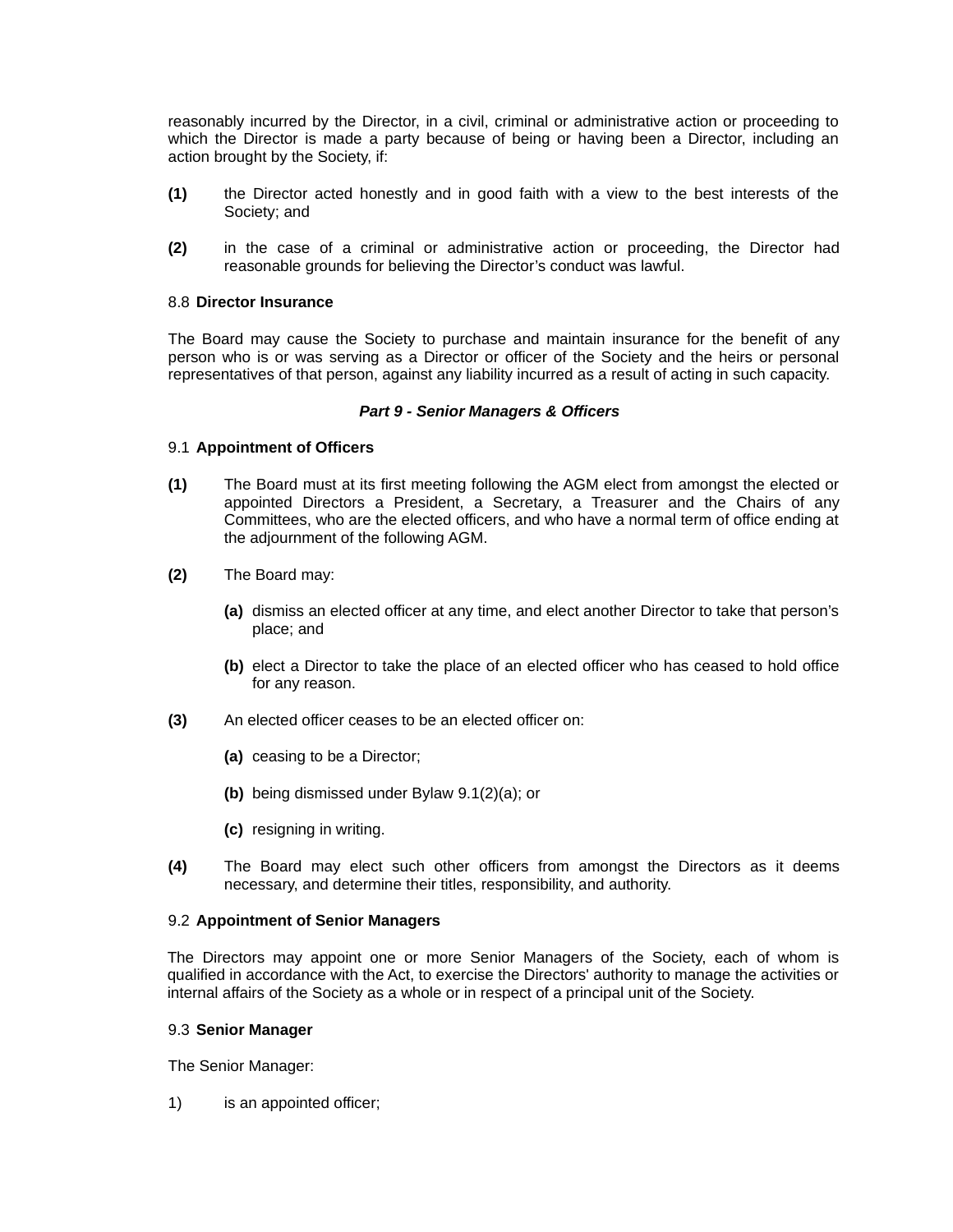reasonably incurred by the Director, in a civil, criminal or administrative action or proceeding to which the Director is made a party because of being or having been a Director, including an action brought by the Society, if:

**(1)** the Director acted honestly and in good faith with a view to the best interests of the Society; and

**(2)** in the case of a criminal or administrative action or proceeding, the Director had reasonable grounds for believing the Director's conduct was lawful.

8.8 **Director Insurance**

The Board may cause the Society to purchase and maintain insurance for the benefit of any person who is or was serving as a Director or officer of the Society and the heirs or personal representatives of that person, against any liability incurred as a result of acting in such capacity.

***Part 9 - Senior Managers & Officers***

9.1 **Appointment of Officers**

**(1)** The Board must at its first meeting following the AGM elect from amongst the elected or appointed Directors a President, a Secretary, a Treasurer and the Chairs of any Committees, who are the elected officers, and who have a normal term of office ending at the adjournment of the following AGM.

**(2)** The Board may:

**(a)** dismiss an elected officer at any time, and elect another Director to take that person's place; and

**(b)** elect a Director to take the place of an elected officer who has ceased to hold office for any reason.

**(3)** An elected officer ceases to be an elected officer on:

**(a)** ceasing to be a Director;

**(b)** being dismissed under Bylaw 9.1(2)(a); or

**(c)** resigning in writing.

**(4)** The Board may elect such other officers from amongst the Directors as it deems necessary, and determine their titles, responsibility, and authority.

9.2 **Appointment of Senior Managers**

The Directors may appoint one or more Senior Managers of the Society, each of whom is qualified in accordance with the Act, to exercise the Directors' authority to manage the activities or internal affairs of the Society as a whole or in respect of a principal unit of the Society.

9.3 **Senior Manager**

The Senior Manager:

1) is an appointed officer;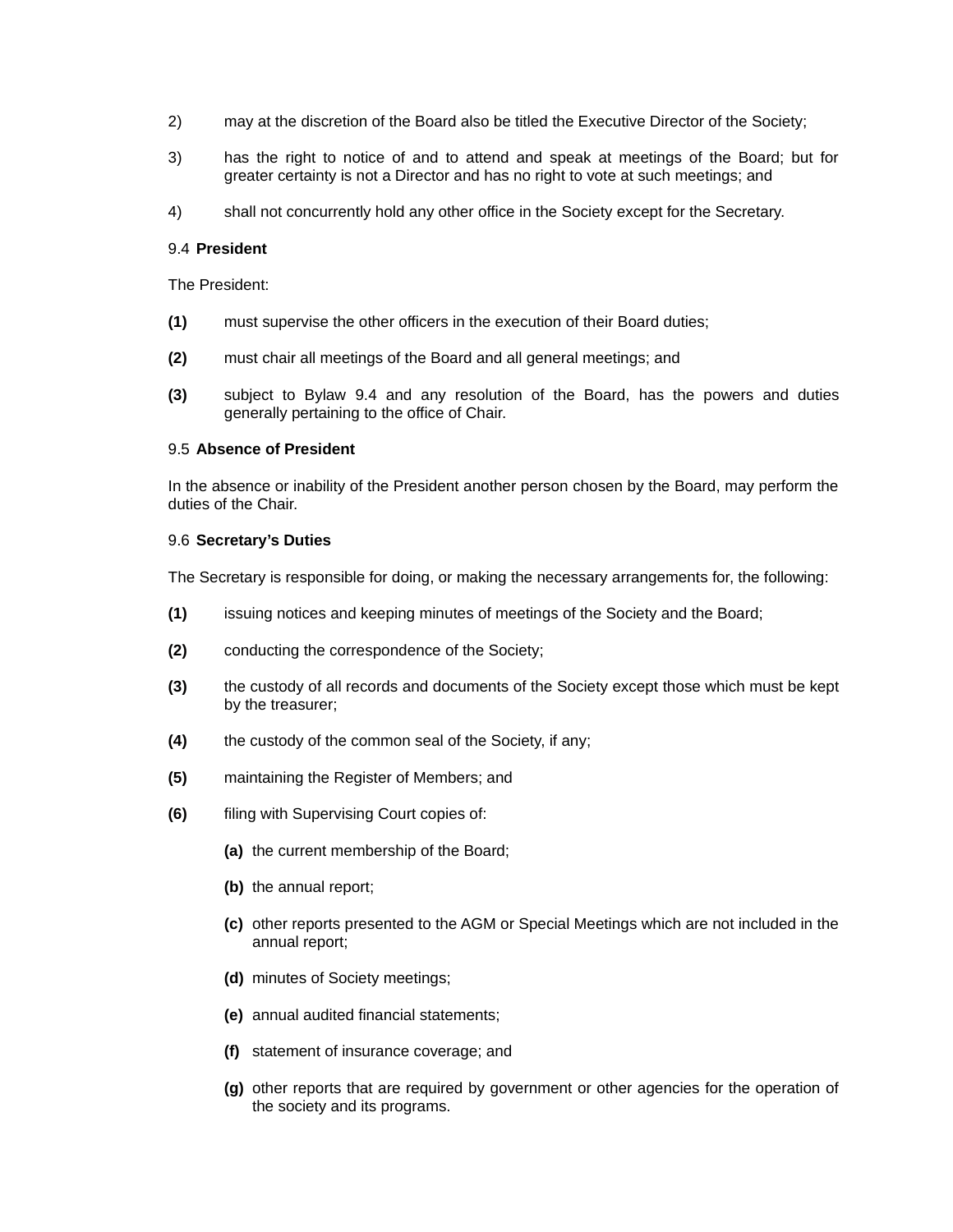2) may at the discretion of the Board also be titled the Executive Director of the Society;

3) has the right to notice of and to attend and speak at meetings of the Board; but for greater certainty is not a Director and has no right to vote at such meetings; and

4) shall not concurrently hold any other office in the Society except for the Secretary.

9.4 **President**

The President:

**(1)** must supervise the other officers in the execution of their Board duties;

**(2)** must chair all meetings of the Board and all general meetings; and

**(3)** subject to Bylaw 9.4 and any resolution of the Board, has the powers and duties generally pertaining to the office of Chair.

9.5 **Absence of President**

In the absence or inability of the President another person chosen by the Board, may perform the duties of the Chair.

9.6 **Secretary's Duties**

The Secretary is responsible for doing, or making the necessary arrangements for, the following:

**(1)** issuing notices and keeping minutes of meetings of the Society and the Board;

**(2)** conducting the correspondence of the Society;

**(3)** the custody of all records and documents of the Society except those which must be kept by the treasurer;

**(4)** the custody of the common seal of the Society, if any;

**(5)** maintaining the Register of Members; and

**(6)** filing with Supervising Court copies of:

   **(a)** the current membership of the Board;

   **(b)** the annual report;

   **(c)** other reports presented to the AGM or Special Meetings which are not included in the annual report;

   **(d)** minutes of Society meetings;

   **(e)** annual audited financial statements;

   **(f)** statement of insurance coverage; and

   **(g)** other reports that are required by government or other agencies for the operation of the society and its programs.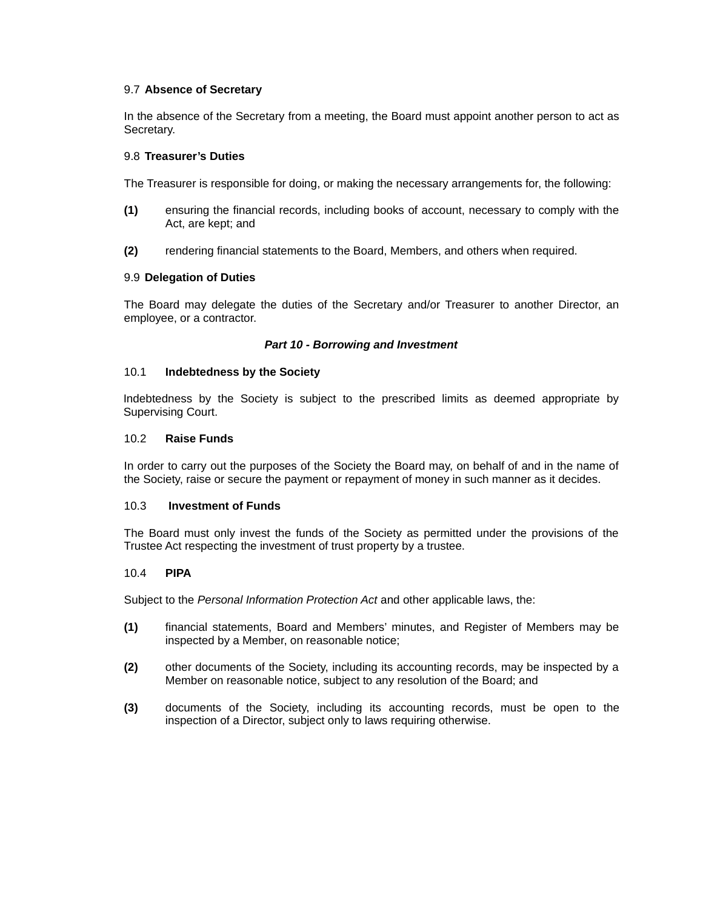### 9.7 **Absence of Secretary**

In the absence of the Secretary from a meeting, the Board must appoint another person to act as Secretary.

### 9.8 **Treasurer's Duties**

The Treasurer is responsible for doing, or making the necessary arrangements for, the following:

**(1)** ensuring the financial records, including books of account, necessary to comply with the Act, are kept; and

**(2)** rendering financial statements to the Board, Members, and others when required.

### 9.9 **Delegation of Duties**

The Board may delegate the duties of the Secretary and/or Treasurer to another Director, an employee, or a contractor.

## *Part 10 - Borrowing and Investment*

### 10.1 **Indebtedness by the Society**

Indebtedness by the Society is subject to the prescribed limits as deemed appropriate by Supervising Court.

### 10.2 **Raise Funds**

In order to carry out the purposes of the Society the Board may, on behalf of and in the name of the Society, raise or secure the payment or repayment of money in such manner as it decides.

### 10.3 **Investment of Funds**

The Board must only invest the funds of the Society as permitted under the provisions of the Trustee Act respecting the investment of trust property by a trustee.

### 10.4 **PIPA**

Subject to the *Personal Information Protection Act* and other applicable laws, the:

**(1)** financial statements, Board and Members' minutes, and Register of Members may be inspected by a Member, on reasonable notice;

**(2)** other documents of the Society, including its accounting records, may be inspected by a Member on reasonable notice, subject to any resolution of the Board; and

**(3)** documents of the Society, including its accounting records, must be open to the inspection of a Director, subject only to laws requiring otherwise.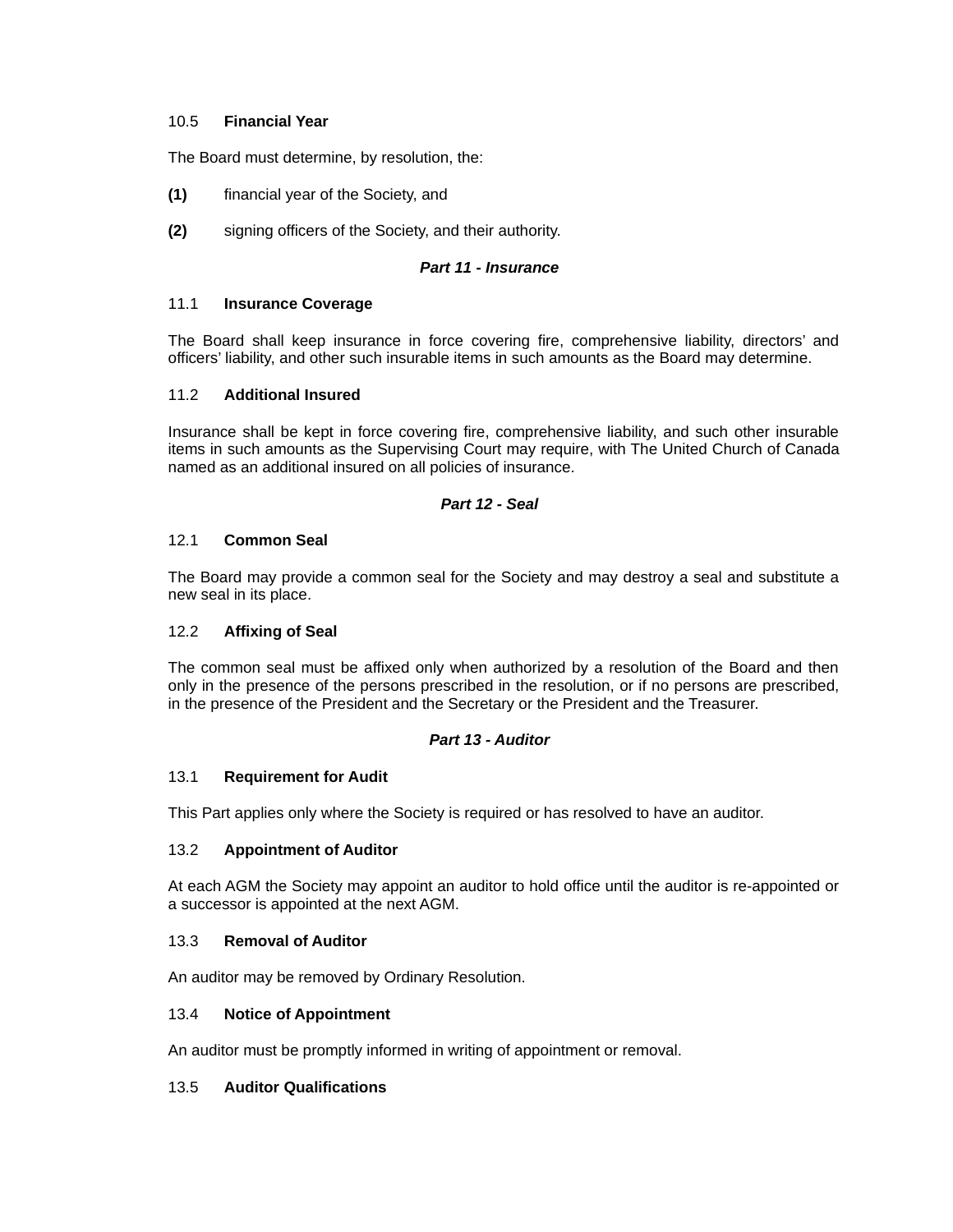### 10.5 **Financial Year**

The Board must determine, by resolution, the:

**(1)** financial year of the Society, and

**(2)** signing officers of the Society, and their authority.

## *Part 11 - Insurance*

### 11.1 **Insurance Coverage**

The Board shall keep insurance in force covering fire, comprehensive liability, directors' and officers' liability, and other such insurable items in such amounts as the Board may determine.

### 11.2 **Additional Insured**

Insurance shall be kept in force covering fire, comprehensive liability, and such other insurable items in such amounts as the Supervising Court may require, with The United Church of Canada named as an additional insured on all policies of insurance.

## *Part 12 - Seal*

### 12.1 **Common Seal**

The Board may provide a common seal for the Society and may destroy a seal and substitute a new seal in its place.

### 12.2 **Affixing of Seal**

The common seal must be affixed only when authorized by a resolution of the Board and then only in the presence of the persons prescribed in the resolution, or if no persons are prescribed, in the presence of the President and the Secretary or the President and the Treasurer.

## *Part 13 - Auditor*

### 13.1 **Requirement for Audit**

This Part applies only where the Society is required or has resolved to have an auditor.

### 13.2 **Appointment of Auditor**

At each AGM the Society may appoint an auditor to hold office until the auditor is re-appointed or a successor is appointed at the next AGM.

### 13.3 **Removal of Auditor**

An auditor may be removed by Ordinary Resolution.

### 13.4 **Notice of Appointment**

An auditor must be promptly informed in writing of appointment or removal.

### 13.5 **Auditor Qualifications**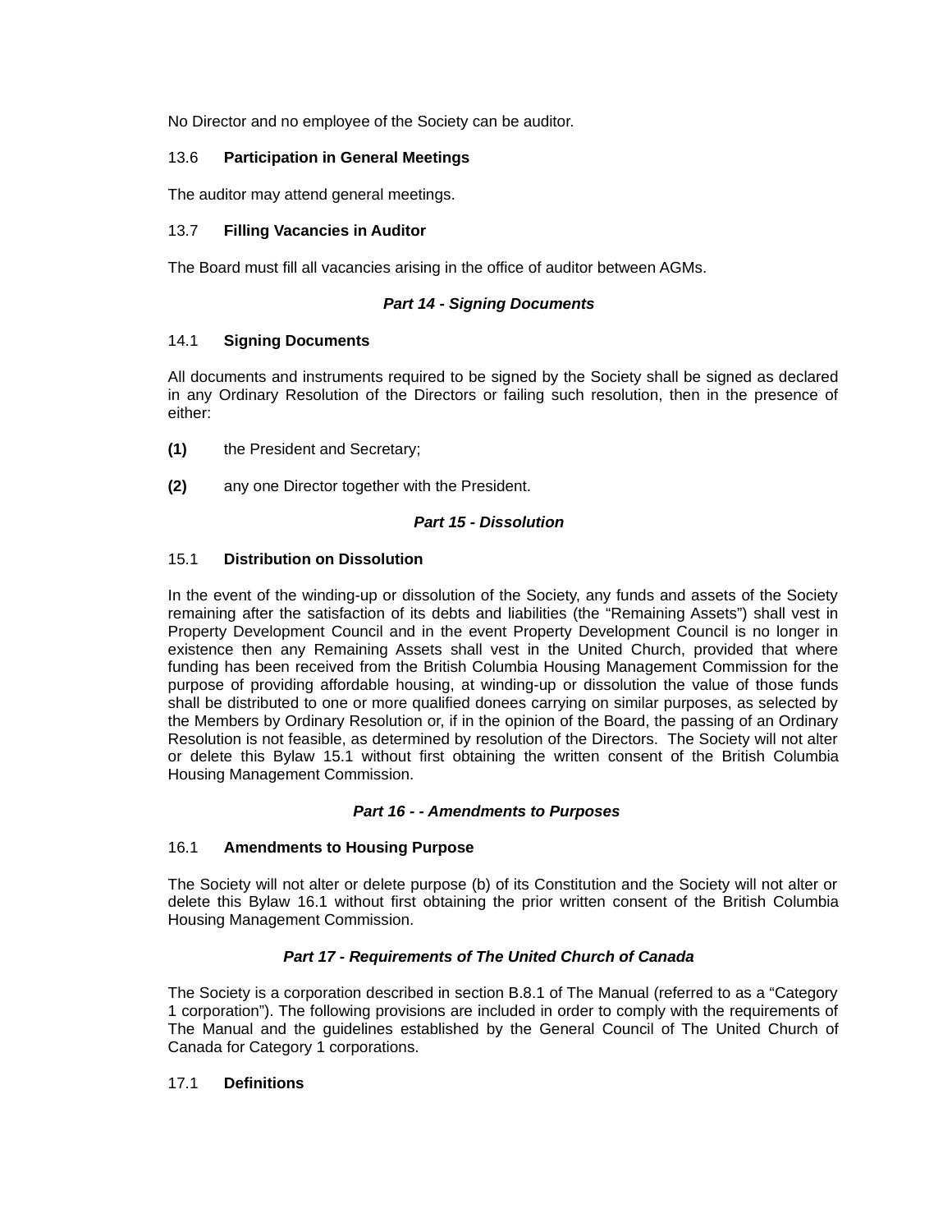No Director and no employee of the Society can be auditor.

13.6 **Participation in General Meetings**

The auditor may attend general meetings.

13.7 **Filling Vacancies in Auditor**

The Board must fill all vacancies arising in the office of auditor between AGMs.

### *Part 14 - Signing Documents*

14.1 **Signing Documents**

All documents and instruments required to be signed by the Society shall be signed as declared in any Ordinary Resolution of the Directors or failing such resolution, then in the presence of either:

**(1)** the President and Secretary;

**(2)** any one Director together with the President.

### *Part 15 - Dissolution*

15.1 **Distribution on Dissolution**

In the event of the winding-up or dissolution of the Society, any funds and assets of the Society remaining after the satisfaction of its debts and liabilities (the "Remaining Assets") shall vest in Property Development Council and in the event Property Development Council is no longer in existence then any Remaining Assets shall vest in the United Church, provided that where funding has been received from the British Columbia Housing Management Commission for the purpose of providing affordable housing, at winding-up or dissolution the value of those funds shall be distributed to one or more qualified donees carrying on similar purposes, as selected by the Members by Ordinary Resolution or, if in the opinion of the Board, the passing of an Ordinary Resolution is not feasible, as determined by resolution of the Directors. The Society will not alter or delete this Bylaw 15.1 without first obtaining the written consent of the British Columbia Housing Management Commission.

### *Part 16 - - Amendments to Purposes*

16.1 **Amendments to Housing Purpose**

The Society will not alter or delete purpose (b) of its Constitution and the Society will not alter or delete this Bylaw 16.1 without first obtaining the prior written consent of the British Columbia Housing Management Commission.

### *Part 17 - Requirements of The United Church of Canada*

The Society is a corporation described in section B.8.1 of The Manual (referred to as a "Category 1 corporation"). The following provisions are included in order to comply with the requirements of The Manual and the guidelines established by the General Council of The United Church of Canada for Category 1 corporations.

17.1 **Definitions**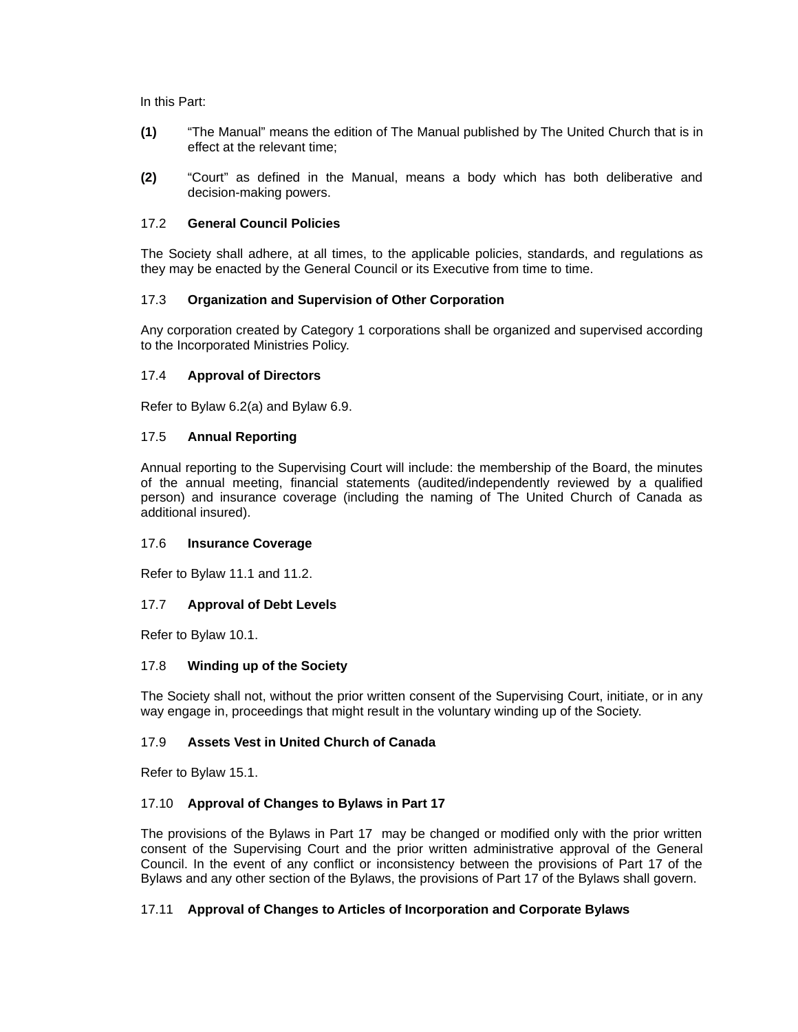In this Part:

**(1)** "The Manual" means the edition of The Manual published by The United Church that is in effect at the relevant time;

**(2)** "Court" as defined in the Manual, means a body which has both deliberative and decision-making powers.

### 17.2 General Council Policies

The Society shall adhere, at all times, to the applicable policies, standards, and regulations as they may be enacted by the General Council or its Executive from time to time.

### 17.3 Organization and Supervision of Other Corporation

Any corporation created by Category 1 corporations shall be organized and supervised according to the Incorporated Ministries Policy.

### 17.4 Approval of Directors

Refer to Bylaw 6.2(a) and Bylaw 6.9.

### 17.5 Annual Reporting

Annual reporting to the Supervising Court will include: the membership of the Board, the minutes of the annual meeting, financial statements (audited/independently reviewed by a qualified person) and insurance coverage (including the naming of The United Church of Canada as additional insured).

### 17.6 Insurance Coverage

Refer to Bylaw 11.1 and 11.2.

### 17.7 Approval of Debt Levels

Refer to Bylaw 10.1.

### 17.8 Winding up of the Society

The Society shall not, without the prior written consent of the Supervising Court, initiate, or in any way engage in, proceedings that might result in the voluntary winding up of the Society.

### 17.9 Assets Vest in United Church of Canada

Refer to Bylaw 15.1.

### 17.10 Approval of Changes to Bylaws in Part 17

The provisions of the Bylaws in Part 17 may be changed or modified only with the prior written consent of the Supervising Court and the prior written administrative approval of the General Council. In the event of any conflict or inconsistency between the provisions of Part 17 of the Bylaws and any other section of the Bylaws, the provisions of Part 17 of the Bylaws shall govern.

### 17.11 Approval of Changes to Articles of Incorporation and Corporate Bylaws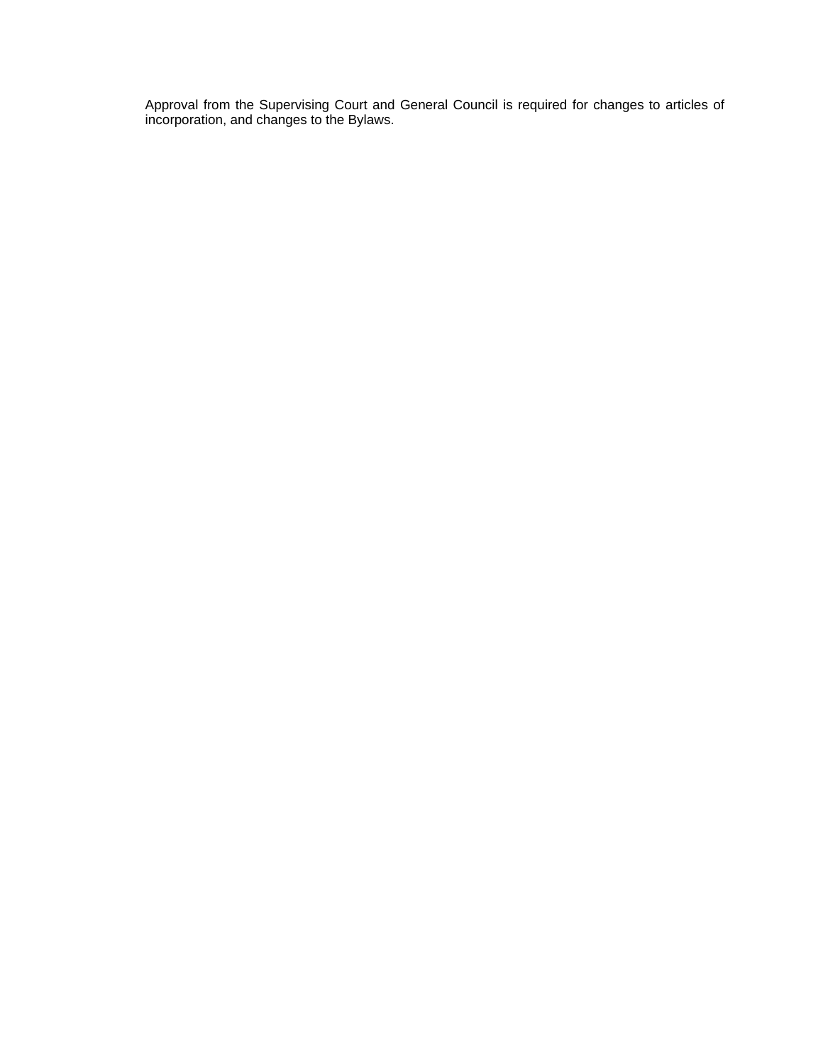Approval from the Supervising Court and General Council is required for changes to articles of incorporation, and changes to the Bylaws.